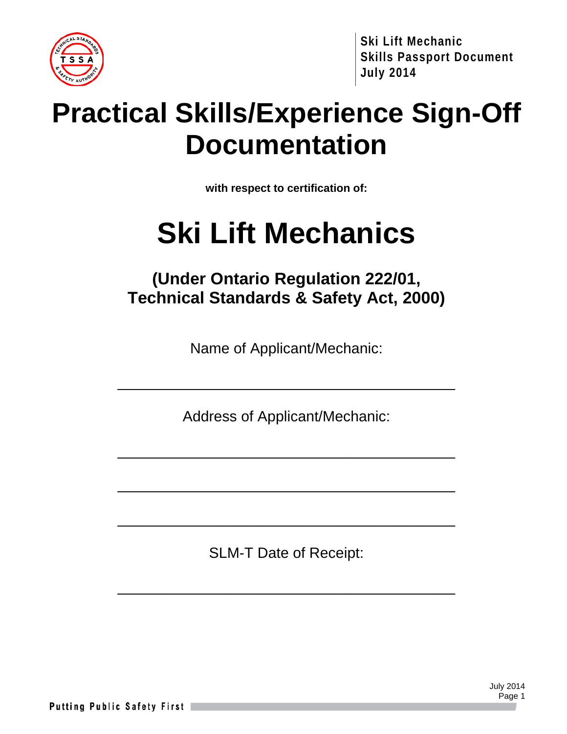# Practical Skills/Experience Sign-Off Documentation

**with respect to certification of:**

# Ski Lift Mechanics

## (Under Ontario Regulation 222/01, Technical Standards & Safety Act, 2000)

Name of Applicant/Mechanic:

\_\_\_\_\_\_\_\_\_\_\_\_\_\_\_\_\_\_\_\_\_\_\_\_\_\_\_\_\_\_\_\_\_\_\_\_\_\_\_\_

Address of Applicant/Mechanic:

\_\_\_\_\_\_\_\_\_\_\_\_\_\_\_\_\_\_\_\_\_\_\_\_\_\_\_\_\_\_\_\_\_\_\_\_\_\_\_\_

\_\_\_\_\_\_\_\_\_\_\_\_\_\_\_\_\_\_\_\_\_\_\_\_\_\_\_\_\_\_\_\_\_\_\_\_\_\_\_\_

\_\_\_\_\_\_\_\_\_\_\_\_\_\_\_\_\_\_\_\_\_\_\_\_\_\_\_\_\_\_\_\_\_\_\_\_\_\_\_\_

SLM-T Date of Receipt:

\_\_\_\_\_\_\_\_\_\_\_\_\_\_\_\_\_\_\_\_\_\_\_\_\_\_\_\_\_\_\_\_\_\_\_\_\_\_\_\_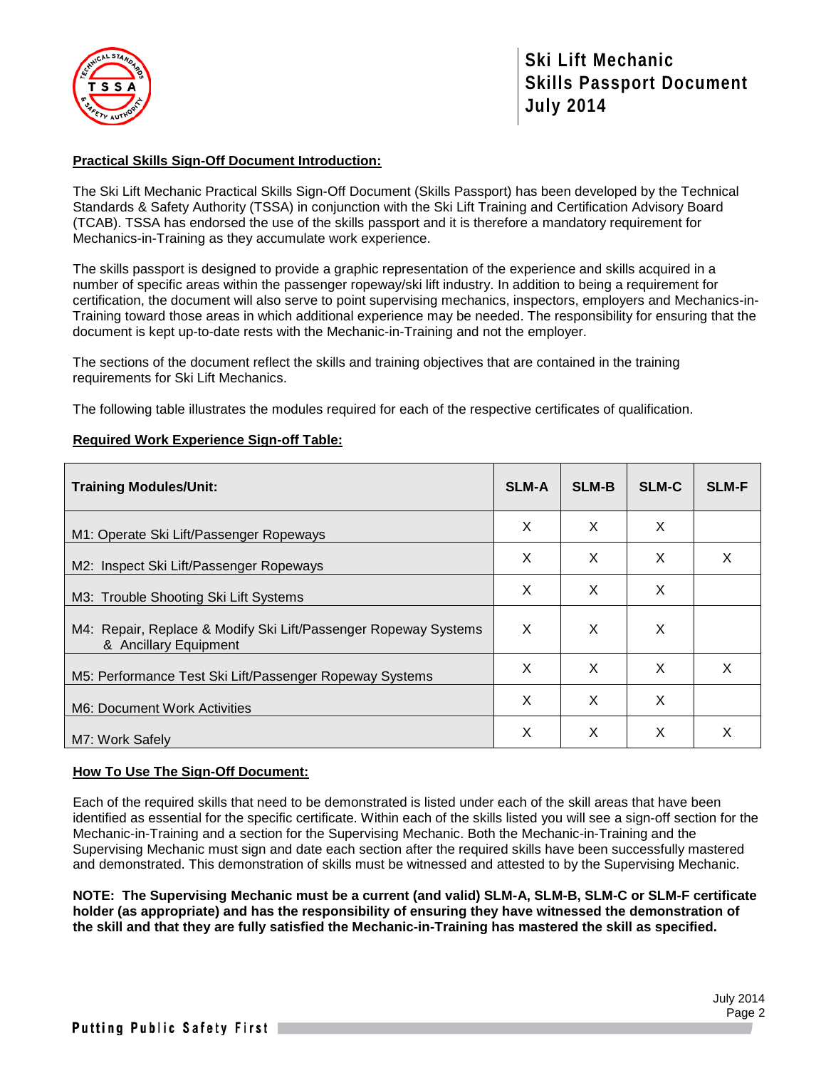**Practical Skills Sign-Off Document Introduction:**

The Ski Lift Mechanic Practical Skills Sign-Off Document (Skills Passport) has been developed by the Technical Standards & Safety Authority (TSSA) in conjunction with the Ski Lift Training and Certification Advisory Board (TCAB). TSSA has endorsed the use of the skills passport and it is therefore a mandatory requirement for Mechanics-in-Training as they accumulate work experience.

The skills passport is designed to provide a graphic representation of the experience and skills acquired in a number of specific areas within the passenger ropeway/ski lift industry. In addition to being a requirement for certification, the document will also serve to point supervising mechanics, inspectors, employers and Mechanics-in-Training toward those areas in which additional experience may be needed. The responsibility for ensuring that the document is kept up-to-date rests with the Mechanic-in-Training and not the employer.

The sections of the document reflect the skills and training objectives that are contained in the training requirements for Ski Lift Mechanics.

The following table illustrates the modules required for each of the respective certificates of qualification.

**Required Work Experience Sign-off Table:**

| Training Modules/Unit: | SLM-A | SLM-B | SLM-C | SLM-F |
|---|---|---|---|---|
| M1: Operate Ski Lift/Passenger Ropeways | X | X | X | |
| M2: Inspect Ski Lift/Passenger Ropeways | X | X | X | X |
| M3: Trouble Shooting Ski Lift Systems | X | X | X | |
| M4: Repair, Replace & Modify Ski Lift/Passenger Ropeway Systems & Ancillary Equipment | X | X | X | |
| M5: Performance Test Ski Lift/Passenger Ropeway Systems | X | X | X | X |
| M6: Document Work Activities | X | X | X | |
| M7: Work Safely | X | X | X | X |

**How To Use The Sign-Off Document:**

Each of the required skills that need to be demonstrated is listed under each of the skill areas that have been identified as essential for the specific certificate. Within each of the skills listed you will see a sign-off section for the Mechanic-in-Training and a section for the Supervising Mechanic. Both the Mechanic-in-Training and the Supervising Mechanic must sign and date each section after the required skills have been successfully mastered and demonstrated. This demonstration of skills must be witnessed and attested to by the Supervising Mechanic.

**NOTE: The Supervising Mechanic must be a current (and valid) SLM-A, SLM-B, SLM-C or SLM-F certificate holder (as appropriate) and has the responsibility of ensuring they have witnessed the demonstration of the skill and that they are fully satisfied the Mechanic-in-Training has mastered the skill as specified.**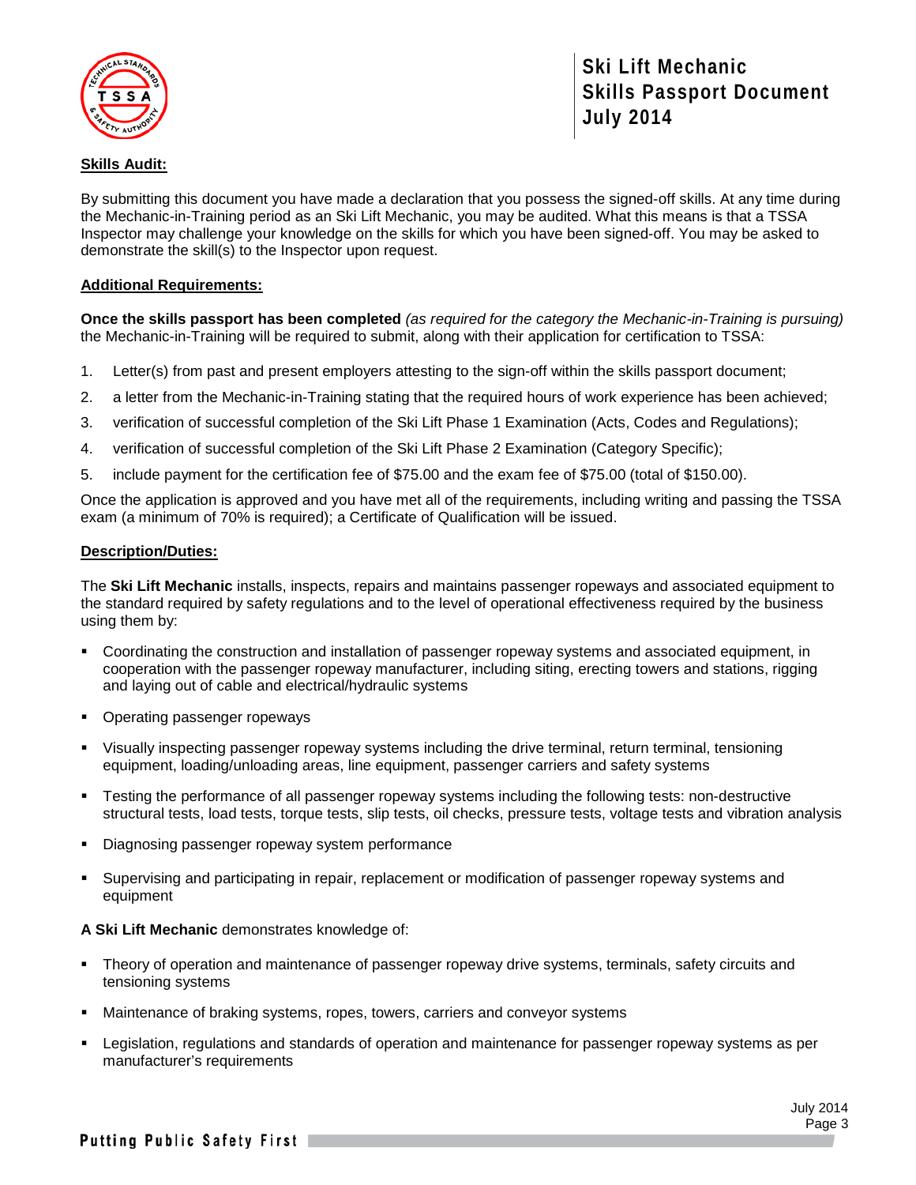**Skills Audit:**

By submitting this document you have made a declaration that you possess the signed-off skills. At any time during the Mechanic-in-Training period as an Ski Lift Mechanic, you may be audited. What this means is that a TSSA Inspector may challenge your knowledge on the skills for which you have been signed-off. You may be asked to demonstrate the skill(s) to the Inspector upon request.

**Additional Requirements:**

**Once the skills passport has been completed** *(as required for the category the Mechanic-in-Training is pursuing)* the Mechanic-in-Training will be required to submit, along with their application for certification to TSSA:

1. Letter(s) from past and present employers attesting to the sign-off within the skills passport document;
2. a letter from the Mechanic-in-Training stating that the required hours of work experience has been achieved;
3. verification of successful completion of the Ski Lift Phase 1 Examination (Acts, Codes and Regulations);
4. verification of successful completion of the Ski Lift Phase 2 Examination (Category Specific);
5. include payment for the certification fee of $75.00 and the exam fee of $75.00 (total of $150.00).

Once the application is approved and you have met all of the requirements, including writing and passing the TSSA exam (a minimum of 70% is required); a Certificate of Qualification will be issued.

**Description/Duties:**

The **Ski Lift Mechanic** installs, inspects, repairs and maintains passenger ropeways and associated equipment to the standard required by safety regulations and to the level of operational effectiveness required by the business using them by:

- Coordinating the construction and installation of passenger ropeway systems and associated equipment, in cooperation with the passenger ropeway manufacturer, including siting, erecting towers and stations, rigging and laying out of cable and electrical/hydraulic systems
- Operating passenger ropeways
- Visually inspecting passenger ropeway systems including the drive terminal, return terminal, tensioning equipment, loading/unloading areas, line equipment, passenger carriers and safety systems
- Testing the performance of all passenger ropeway systems including the following tests: non-destructive structural tests, load tests, torque tests, slip tests, oil checks, pressure tests, voltage tests and vibration analysis
- Diagnosing passenger ropeway system performance
- Supervising and participating in repair, replacement or modification of passenger ropeway systems and equipment

**A Ski Lift Mechanic** demonstrates knowledge of:

- Theory of operation and maintenance of passenger ropeway drive systems, terminals, safety circuits and tensioning systems
- Maintenance of braking systems, ropes, towers, carriers and conveyor systems
- Legislation, regulations and standards of operation and maintenance for passenger ropeway systems as per manufacturer's requirements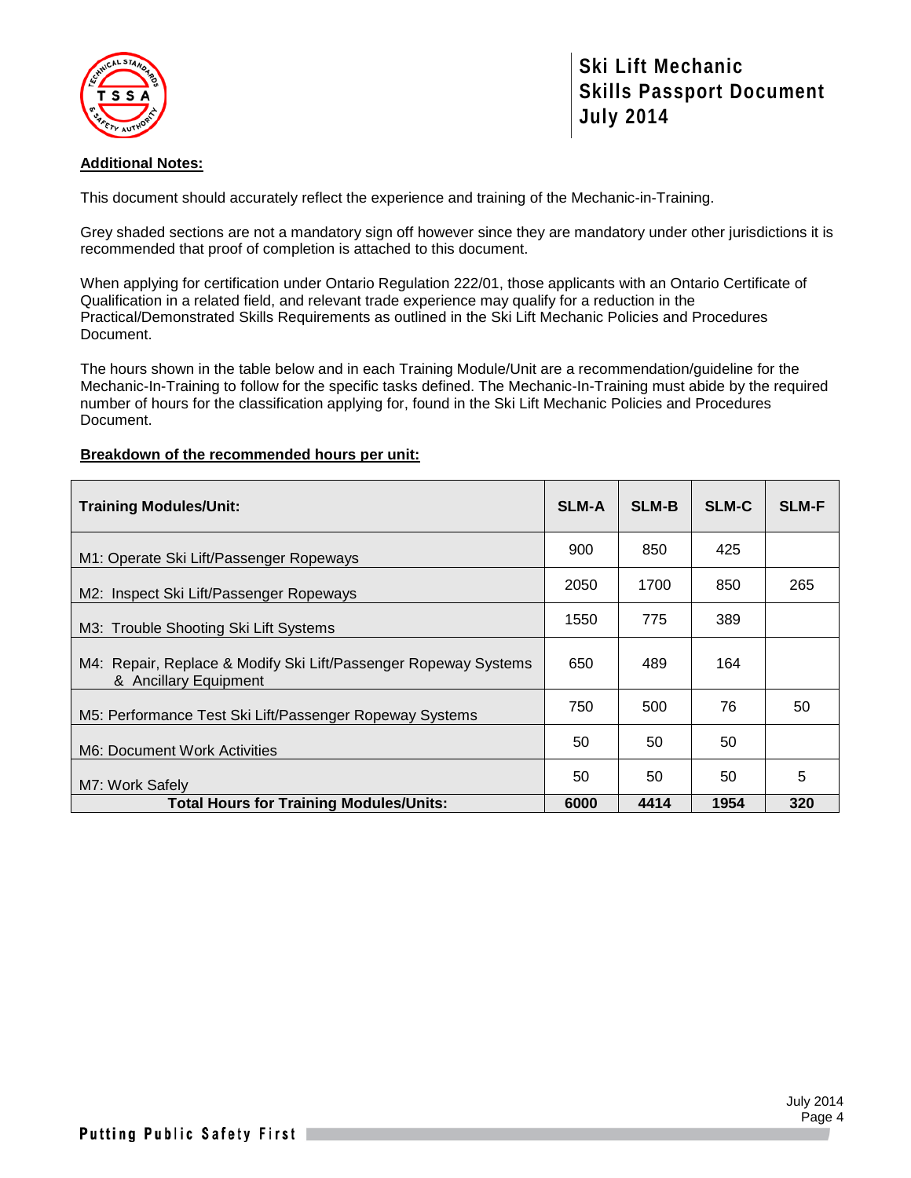**Additional Notes:**

This document should accurately reflect the experience and training of the Mechanic-in-Training.

Grey shaded sections are not a mandatory sign off however since they are mandatory under other jurisdictions it is recommended that proof of completion is attached to this document.

When applying for certification under Ontario Regulation 222/01, those applicants with an Ontario Certificate of Qualification in a related field, and relevant trade experience may qualify for a reduction in the Practical/Demonstrated Skills Requirements as outlined in the Ski Lift Mechanic Policies and Procedures Document.

The hours shown in the table below and in each Training Module/Unit are a recommendation/guideline for the Mechanic-In-Training to follow for the specific tasks defined. The Mechanic-In-Training must abide by the required number of hours for the classification applying for, found in the Ski Lift Mechanic Policies and Procedures Document.

**Breakdown of the recommended hours per unit:**

| Training Modules/Unit: | SLM-A | SLM-B | SLM-C | SLM-F |
|---|---|---|---|---|
| M1: Operate Ski Lift/Passenger Ropeways | 900 | 850 | 425 | |
| M2: Inspect Ski Lift/Passenger Ropeways | 2050 | 1700 | 850 | 265 |
| M3: Trouble Shooting Ski Lift Systems | 1550 | 775 | 389 | |
| M4: Repair, Replace & Modify Ski Lift/Passenger Ropeway Systems & Ancillary Equipment | 650 | 489 | 164 | |
| M5: Performance Test Ski Lift/Passenger Ropeway Systems | 750 | 500 | 76 | 50 |
| M6: Document Work Activities | 50 | 50 | 50 | |
| M7: Work Safely | 50 | 50 | 50 | 5 |
| **Total Hours for Training Modules/Units:** | **6000** | **4414** | **1954** | **320** |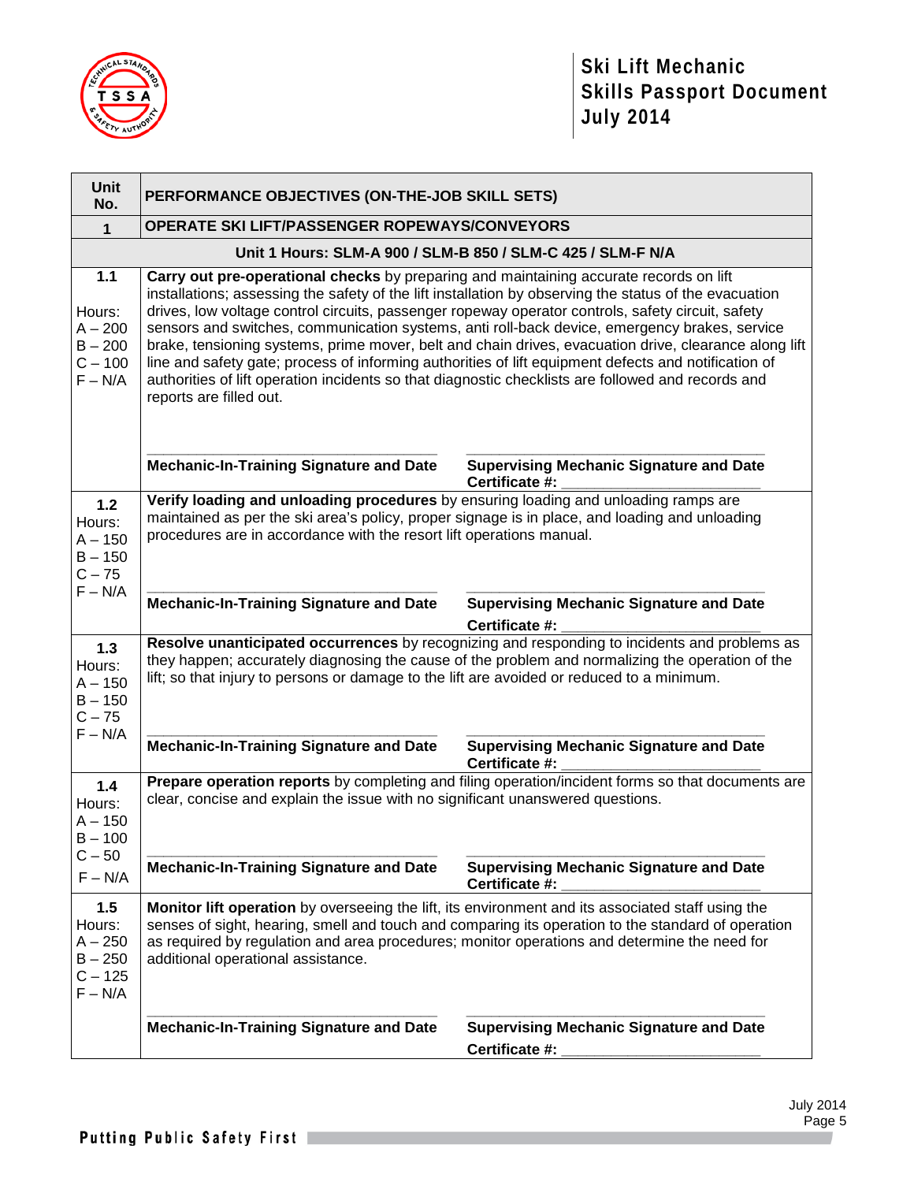| Unit No. | PERFORMANCE OBJECTIVES (ON-THE-JOB SKILL SETS) |
|---|---|
| **1** | **OPERATE SKI LIFT/PASSENGER ROPEWAYS/CONVEYORS** |
| | **Unit 1 Hours: SLM-A 900 / SLM-B 850 / SLM-C 425 / SLM-F N/A** |
| **1.1**<br><br>Hours:<br>A – 200<br>B – 200<br>C – 100<br>F – N/A | **Carry out pre-operational checks** by preparing and maintaining accurate records on lift installations; assessing the safety of the lift installation by observing the status of the evacuation drives, low voltage control circuits, passenger ropeway operator controls, safety circuit, safety sensors and switches, communication systems, anti roll-back device, emergency brakes, service brake, tensioning systems, prime mover, belt and chain drives, evacuation drive, clearance along lift line and safety gate; process of informing authorities of lift equipment defects and notification of authorities of lift operation incidents so that diagnostic checklists are followed and records and reports are filled out.<br><br>______________________ **Mechanic-In-Training Signature and Date**<br>______________________ **Supervising Mechanic Signature and Date**<br>**Certificate #:** ______________________ |
| **1.2**<br>Hours:<br>A – 150<br>B – 150<br>C – 75<br>F – N/A | **Verify loading and unloading procedures** by ensuring loading and unloading ramps are maintained as per the ski area's policy, proper signage is in place, and loading and unloading procedures are in accordance with the resort lift operations manual.<br><br>______________________ **Mechanic-In-Training Signature and Date**<br>______________________ **Supervising Mechanic Signature and Date**<br>**Certificate #:** ______________________ |
| **1.3**<br>Hours:<br>A – 150<br>B – 150<br>C – 75<br>F – N/A | **Resolve unanticipated occurrences** by recognizing and responding to incidents and problems as they happen; accurately diagnosing the cause of the problem and normalizing the operation of the lift; so that injury to persons or damage to the lift are avoided or reduced to a minimum.<br><br>______________________ **Mechanic-In-Training Signature and Date**<br>______________________ **Supervising Mechanic Signature and Date**<br>**Certificate #:** ______________________ |
| **1.4**<br>Hours:<br>A – 150<br>B – 100<br>C – 50<br>F – N/A | **Prepare operation reports** by completing and filing operation/incident forms so that documents are clear, concise and explain the issue with no significant unanswered questions.<br><br>______________________ **Mechanic-In-Training Signature and Date**<br>______________________ **Supervising Mechanic Signature and Date**<br>**Certificate #:** ______________________ |
| **1.5**<br>Hours:<br>A – 250<br>B – 250<br>C – 125<br>F – N/A | **Monitor lift operation** by overseeing the lift, its environment and its associated staff using the senses of sight, hearing, smell and touch and comparing its operation to the standard of operation as required by regulation and area procedures; monitor operations and determine the need for additional operational assistance.<br><br>______________________ **Mechanic-In-Training Signature and Date**<br>______________________ **Supervising Mechanic Signature and Date**<br>**Certificate #:** ______________________ |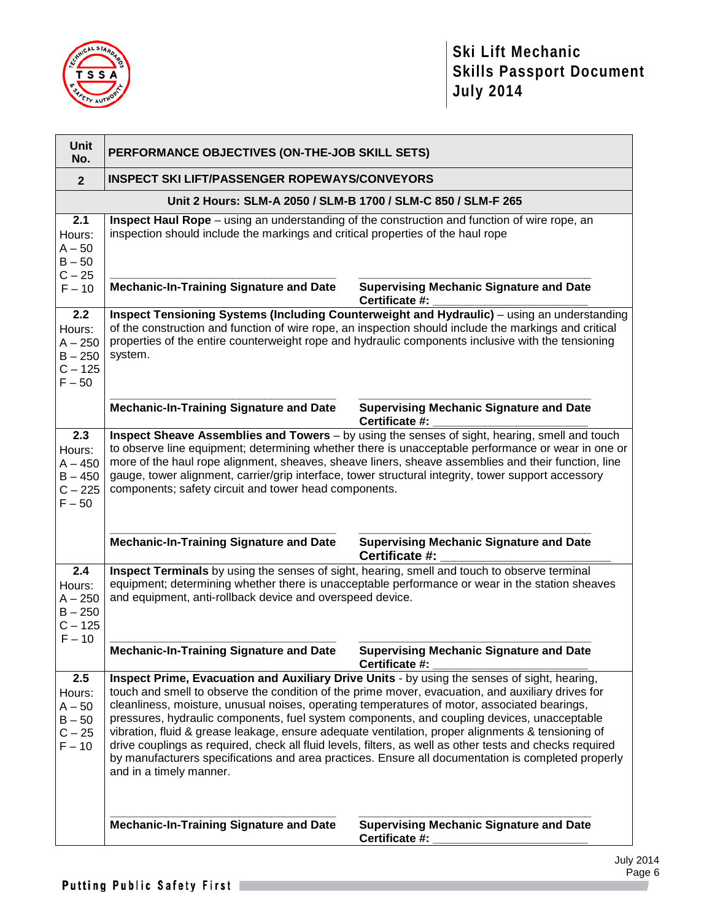| Unit No. | PERFORMANCE OBJECTIVES (ON-THE-JOB SKILL SETS) | |
|---|---|---|
| **2** | **INSPECT SKI LIFT/PASSENGER ROPEWAYS/CONVEYORS** | |
| | **Unit 2 Hours: SLM-A 2050 / SLM-B 1700 / SLM-C 850 / SLM-F 265** | |
| **2.1**<br>Hours:<br>A – 50<br>B – 50<br>C – 25<br>F – 10 | **Inspect Haul Rope** – using an understanding of the construction and function of wire rope, an inspection should include the markings and critical properties of the haul rope<br><br>______________________________<br>**Mechanic-In-Training Signature and Date** | ______________________________<br>**Supervising Mechanic Signature and Date**<br>**Certificate #:** ____________________ |
| **2.2**<br>Hours:<br>A – 250<br>B – 250<br>C – 125<br>F – 50 | **Inspect Tensioning Systems (Including Counterweight and Hydraulic)** – using an understanding of the construction and function of wire rope, an inspection should include the markings and critical properties of the entire counterweight rope and hydraulic components inclusive with the tensioning system.<br><br>______________________________<br>**Mechanic-In-Training Signature and Date** | ______________________________<br>**Supervising Mechanic Signature and Date**<br>**Certificate #:** ____________________ |
| **2.3**<br>Hours:<br>A – 450<br>B – 450<br>C – 225<br>F – 50 | **Inspect Sheave Assemblies and Towers** – by using the senses of sight, hearing, smell and touch to observe line equipment; determining whether there is unacceptable performance or wear in one or more of the haul rope alignment, sheaves, sheave liners, sheave assemblies and their function, line gauge, tower alignment, carrier/grip interface, tower structural integrity, tower support accessory components; safety circuit and tower head components.<br><br>______________________________<br>**Mechanic-In-Training Signature and Date** | ______________________________<br>**Supervising Mechanic Signature and Date**<br>**Certificate #:** ____________________ |
| **2.4**<br>Hours:<br>A – 250<br>B – 250<br>C – 125<br>F – 10 | **Inspect Terminals** by using the senses of sight, hearing, smell and touch to observe terminal equipment; determining whether there is unacceptable performance or wear in the station sheaves and equipment, anti-rollback device and overspeed device.<br><br>______________________________<br>**Mechanic-In-Training Signature and Date** | ______________________________<br>**Supervising Mechanic Signature and Date**<br>**Certificate #:** ____________________ |
| **2.5**<br>Hours:<br>A – 50<br>B – 50<br>C – 25<br>F – 10 | **Inspect Prime, Evacuation and Auxiliary Drive Units** - by using the senses of sight, hearing, touch and smell to observe the condition of the prime mover, evacuation, and auxiliary drives for cleanliness, moisture, unusual noises, operating temperatures of motor, associated bearings, pressures, hydraulic components, fuel system components, and coupling devices, unacceptable vibration, fluid & grease leakage, ensure adequate ventilation, proper alignments & tensioning of drive couplings as required, check all fluid levels, filters, as well as other tests and checks required by manufacturers specifications and area practices. Ensure all documentation is completed properly and in a timely manner.<br><br>______________________________<br>**Mechanic-In-Training Signature and Date** | ______________________________<br>**Supervising Mechanic Signature and Date**<br>**Certificate #:** ____________________ |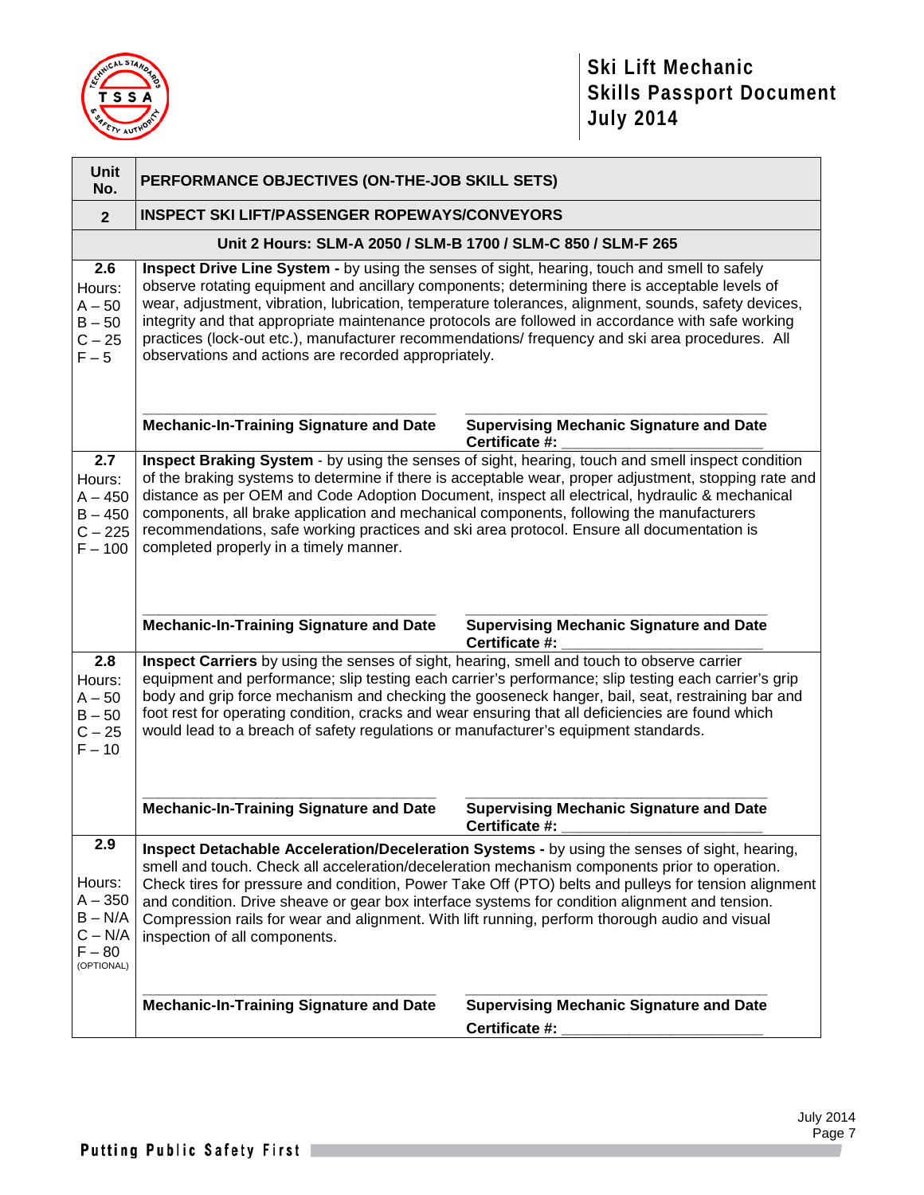| Unit No. | PERFORMANCE OBJECTIVES (ON-THE-JOB SKILL SETS) |
|---|---|
| **2** | **INSPECT SKI LIFT/PASSENGER ROPEWAYS/CONVEYORS** |
| | **Unit 2 Hours: SLM-A 2050 / SLM-B 1700 / SLM-C 850 / SLM-F 265** |
| **2.6**<br>Hours:<br>A – 50<br>B – 50<br>C – 25<br>F – 5 | **Inspect Drive Line System -** by using the senses of sight, hearing, touch and smell to safely observe rotating equipment and ancillary components; determining there is acceptable levels of wear, adjustment, vibration, lubrication, temperature tolerances, alignment, sounds, safety devices, integrity and that appropriate maintenance protocols are followed in accordance with safe working practices (lock-out etc.), manufacturer recommendations/ frequency and ski area procedures. All observations and actions are recorded appropriately.<br><br>______________________________ ______________________________<br>**Mechanic-In-Training Signature and Date** **Supervising Mechanic Signature and Date**<br>**Certificate #:** ______________________ |
| **2.7**<br>Hours:<br>A – 450<br>B – 450<br>C – 225<br>F – 100 | **Inspect Braking System** - by using the senses of sight, hearing, touch and smell inspect condition of the braking systems to determine if there is acceptable wear, proper adjustment, stopping rate and distance as per OEM and Code Adoption Document, inspect all electrical, hydraulic & mechanical components, all brake application and mechanical components, following the manufacturers recommendations, safe working practices and ski area protocol. Ensure all documentation is completed properly in a timely manner.<br><br>______________________________ ______________________________<br>**Mechanic-In-Training Signature and Date** **Supervising Mechanic Signature and Date**<br>**Certificate #:** ______________________ |
| **2.8**<br>Hours:<br>A – 50<br>B – 50<br>C – 25<br>F – 10 | **Inspect Carriers** by using the senses of sight, hearing, smell and touch to observe carrier equipment and performance; slip testing each carrier's performance; slip testing each carrier's grip body and grip force mechanism and checking the gooseneck hanger, bail, seat, restraining bar and foot rest for operating condition, cracks and wear ensuring that all deficiencies are found which would lead to a breach of safety regulations or manufacturer's equipment standards.<br><br>______________________________ ______________________________<br>**Mechanic-In-Training Signature and Date** **Supervising Mechanic Signature and Date**<br>**Certificate #:** ______________________ |
| **2.9**<br><br>Hours:<br>A – 350<br>B – N/A<br>C – N/A<br>F – 80<br>(OPTIONAL) | **Inspect Detachable Acceleration/Deceleration Systems -** by using the senses of sight, hearing, smell and touch. Check all acceleration/deceleration mechanism components prior to operation. Check tires for pressure and condition, Power Take Off (PTO) belts and pulleys for tension alignment and condition. Drive sheave or gear box interface systems for condition alignment and tension. Compression rails for wear and alignment. With lift running, perform thorough audio and visual inspection of all components.<br><br>______________________________ ______________________________<br>**Mechanic-In-Training Signature and Date** **Supervising Mechanic Signature and Date**<br>**Certificate #:** ______________________ |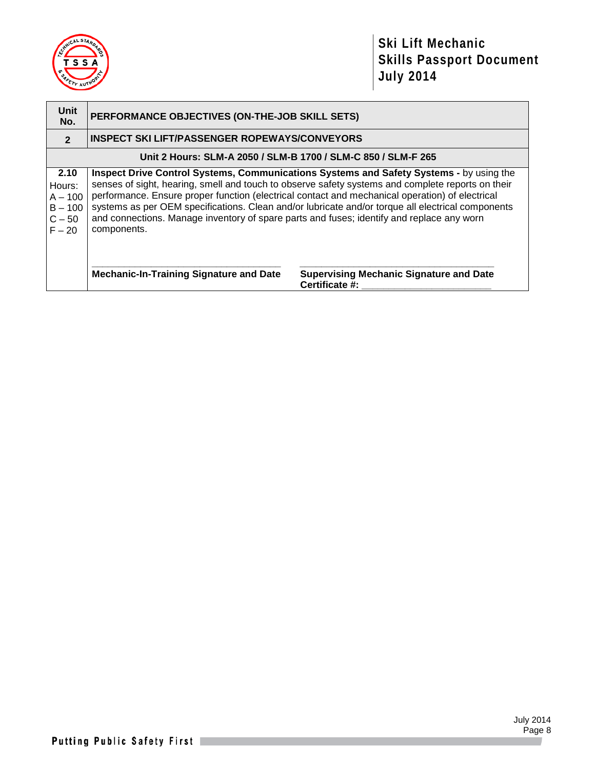| Unit No. | PERFORMANCE OBJECTIVES (ON-THE-JOB SKILL SETS) |
|---|---|
| **2** | **INSPECT SKI LIFT/PASSENGER ROPEWAYS/CONVEYORS** |
| **Unit 2 Hours: SLM-A 2050 / SLM-B 1700 / SLM-C 850 / SLM-F 265** | |
| **2.10** Hours: A – 100 B – 100 C – 50 F – 20 | **Inspect Drive Control Systems, Communications Systems and Safety Systems -** by using the senses of sight, hearing, smell and touch to observe safety systems and complete reports on their performance. Ensure proper function (electrical contact and mechanical operation) of electrical systems as per OEM specifications. Clean and/or lubricate and/or torque all electrical components and connections. Manage inventory of spare parts and fuses; identify and replace any worn components.<br><br>_______________________________ **Mechanic-In-Training Signature and Date**<br><br>_______________________________ **Supervising Mechanic Signature and Date** **Certificate #:** _______________________ |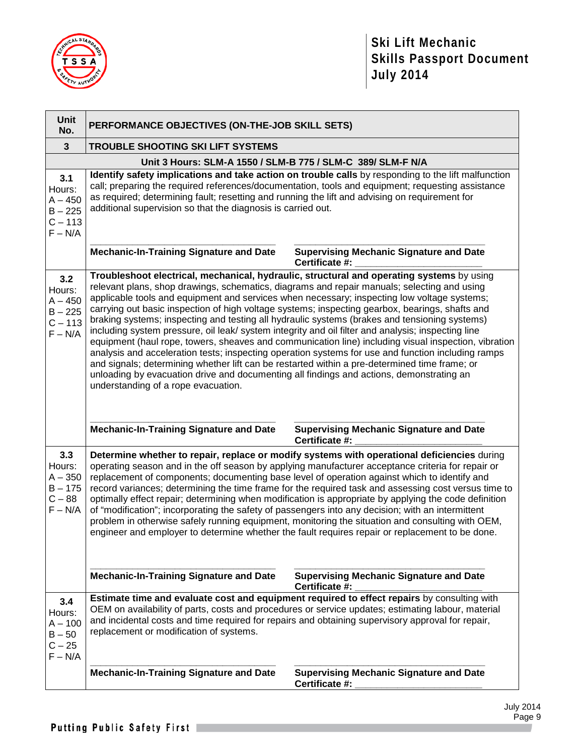| Unit No. | PERFORMANCE OBJECTIVES (ON-THE-JOB SKILL SETS) | |
|---|---|---|
| **3** | **TROUBLE SHOOTING SKI LIFT SYSTEMS** | |
| **Unit 3 Hours: SLM-A 1550 / SLM-B 775 / SLM-C 389/ SLM-F N/A** | | |
| **3.1** Hours: A – 450 B – 225 C – 113 F – N/A | **Identify safety implications and take action on trouble calls** by responding to the lift malfunction call; preparing the required references/documentation, tools and equipment; requesting assistance as required; determining fault; resetting and running the lift and advising on requirement for additional supervision so that the diagnosis is carried out. | |
| | ___________________________ **Mechanic-In-Training Signature and Date** | ___________________________ **Supervising Mechanic Signature and Date** **Certificate #:** ________________ |
| **3.2** Hours: A – 450 B – 225 C – 113 F – N/A | **Troubleshoot electrical, mechanical, hydraulic, structural and operating systems** by using relevant plans, shop drawings, schematics, diagrams and repair manuals; selecting and using applicable tools and equipment and services when necessary; inspecting low voltage systems; carrying out basic inspection of high voltage systems; inspecting gearbox, bearings, shafts and braking systems; inspecting and testing all hydraulic systems (brakes and tensioning systems) including system pressure, oil leak/ system integrity and oil filter and analysis; inspecting line equipment (haul rope, towers, sheaves and communication line) including visual inspection, vibration analysis and acceleration tests; inspecting operation systems for use and function including ramps and signals; determining whether lift can be restarted within a pre-determined time frame; or unloading by evacuation drive and documenting all findings and actions, demonstrating an understanding of a rope evacuation. | |
| | ___________________________ **Mechanic-In-Training Signature and Date** | ___________________________ **Supervising Mechanic Signature and Date** **Certificate #:** ________________ |
| **3.3** Hours: A – 350 B – 175 C – 88 F – N/A | **Determine whether to repair, replace or modify systems with operational deficiencies** during operating season and in the off season by applying manufacturer acceptance criteria for repair or replacement of components; documenting base level of operation against which to identify and record variances; determining the time frame for the required task and assessing cost versus time to optimally effect repair; determining when modification is appropriate by applying the code definition of "modification"; incorporating the safety of passengers into any decision; with an intermittent problem in otherwise safely running equipment, monitoring the situation and consulting with OEM, engineer and employer to determine whether the fault requires repair or replacement to be done. | |
| | ___________________________ **Mechanic-In-Training Signature and Date** | ___________________________ **Supervising Mechanic Signature and Date** **Certificate #:** ________________ |
| **3.4** Hours: A – 100 B – 50 C – 25 F – N/A | **Estimate time and evaluate cost and equipment required to effect repairs** by consulting with OEM on availability of parts, costs and procedures or service updates; estimating labour, material and incidental costs and time required for repairs and obtaining supervisory approval for repair, replacement or modification of systems. | |
| | ___________________________ **Mechanic-In-Training Signature and Date** | ___________________________ **Supervising Mechanic Signature and Date** **Certificate #:** ________________ |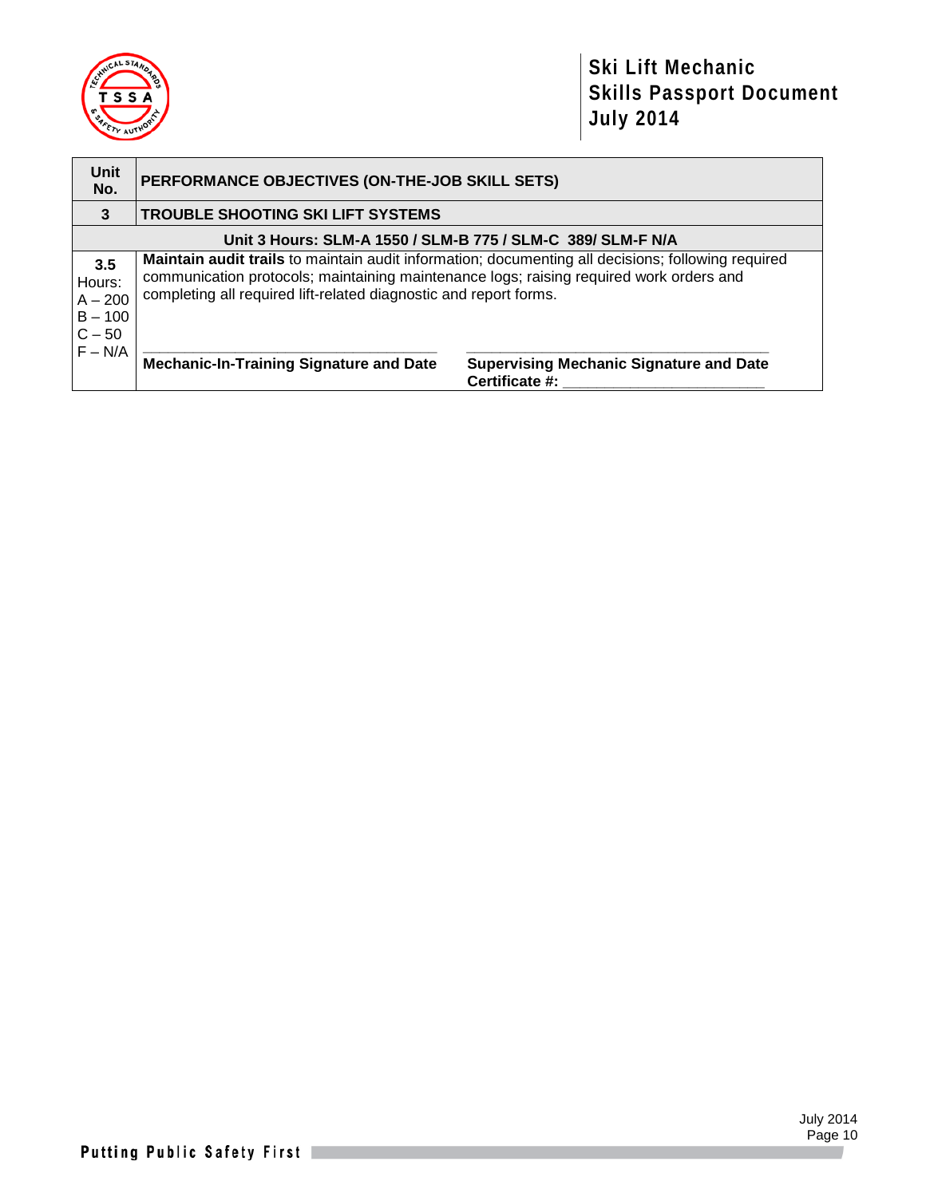| Unit No. | PERFORMANCE OBJECTIVES (ON-THE-JOB SKILL SETS) | |
|---|---|---|
| **3** | **TROUBLE SHOOTING SKI LIFT SYSTEMS** | |
| **Unit 3 Hours: SLM-A 1550 / SLM-B 775 / SLM-C 389/ SLM-F N/A** | | |
| **3.5**<br>Hours:<br>A – 200<br>B – 100<br>C – 50<br>F – N/A | **Maintain audit trails** to maintain audit information; documenting all decisions; following required communication protocols; maintaining maintenance logs; raising required work orders and completing all required lift-related diagnostic and report forms.<br><br>\_\_\_\_\_\_\_\_\_\_\_\_\_\_\_\_\_\_\_\_\_\_\_\_\_\_\_\_\_\_\_\_\_\_\_<br>**Mechanic-In-Training Signature and Date** | <br><br><br><br>\_\_\_\_\_\_\_\_\_\_\_\_\_\_\_\_\_\_\_\_\_\_\_\_\_\_\_\_\_\_\_\_\_\_\_<br>**Supervising Mechanic Signature and Date**<br>**Certificate #:** \_\_\_\_\_\_\_\_\_\_\_\_\_\_\_\_\_\_\_\_\_\_\_ |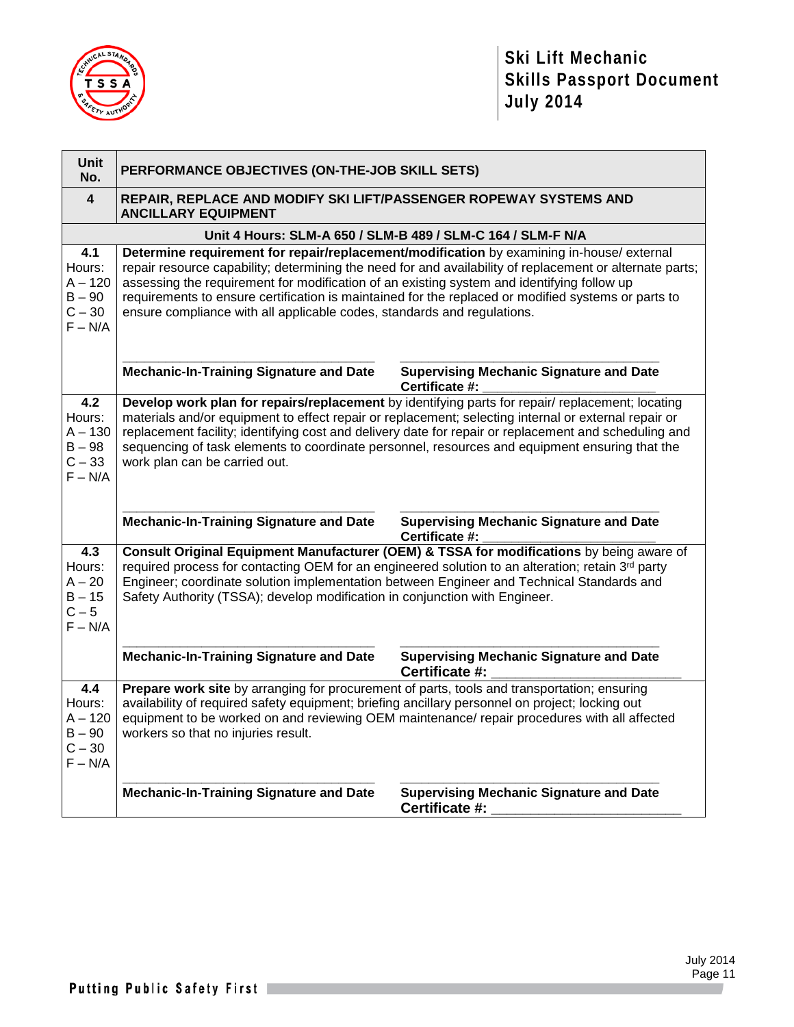| Unit No. | PERFORMANCE OBJECTIVES (ON-THE-JOB SKILL SETS) |
|---|---|
| **4** | **REPAIR, REPLACE AND MODIFY SKI LIFT/PASSENGER ROPEWAY SYSTEMS AND ANCILLARY EQUIPMENT** |
| | **Unit 4 Hours: SLM-A 650 / SLM-B 489 / SLM-C 164 / SLM-F N/A** |
| **4.1**<br>Hours:<br>A – 120<br>B – 90<br>C – 30<br>F – N/A | **Determine requirement for repair/replacement/modification** by examining in-house/ external repair resource capability; determining the need for and availability of replacement or alternate parts; assessing the requirement for modification of an existing system and identifying follow up requirements to ensure certification is maintained for the replaced or modified systems or parts to ensure compliance with all applicable codes, standards and regulations.<br><br>\_\_\_\_\_\_\_\_\_\_\_\_\_\_\_\_\_\_\_\_\_\_\_\_\_\_\_\_\_\_\_\_\_\_\_\_ **Mechanic-In-Training Signature and Date**<br>\_\_\_\_\_\_\_\_\_\_\_\_\_\_\_\_\_\_\_\_\_\_\_\_\_\_\_\_\_\_\_\_\_\_\_\_ **Supervising Mechanic Signature and Date**<br>**Certificate #:** \_\_\_\_\_\_\_\_\_\_\_\_\_\_\_\_\_\_\_\_\_\_\_\_ |
| **4.2**<br>Hours:<br>A – 130<br>B – 98<br>C – 33<br>F – N/A | **Develop work plan for repairs/replacement** by identifying parts for repair/ replacement; locating materials and/or equipment to effect repair or replacement; selecting internal or external repair or replacement facility; identifying cost and delivery date for repair or replacement and scheduling and sequencing of task elements to coordinate personnel, resources and equipment ensuring that the work plan can be carried out.<br><br>\_\_\_\_\_\_\_\_\_\_\_\_\_\_\_\_\_\_\_\_\_\_\_\_\_\_\_\_\_\_\_\_\_\_\_\_ **Mechanic-In-Training Signature and Date**<br>\_\_\_\_\_\_\_\_\_\_\_\_\_\_\_\_\_\_\_\_\_\_\_\_\_\_\_\_\_\_\_\_\_\_\_\_ **Supervising Mechanic Signature and Date**<br>**Certificate #:** \_\_\_\_\_\_\_\_\_\_\_\_\_\_\_\_\_\_\_\_\_\_\_\_ |
| **4.3**<br>Hours:<br>A – 20<br>B – 15<br>C – 5<br>F – N/A | **Consult Original Equipment Manufacturer (OEM) & TSSA for modifications** by being aware of required process for contacting OEM for an engineered solution to an alteration; retain 3rd party Engineer; coordinate solution implementation between Engineer and Technical Standards and Safety Authority (TSSA); develop modification in conjunction with Engineer.<br><br>\_\_\_\_\_\_\_\_\_\_\_\_\_\_\_\_\_\_\_\_\_\_\_\_\_\_\_\_\_\_\_\_\_\_\_\_ **Mechanic-In-Training Signature and Date**<br>\_\_\_\_\_\_\_\_\_\_\_\_\_\_\_\_\_\_\_\_\_\_\_\_\_\_\_\_\_\_\_\_\_\_\_\_ **Supervising Mechanic Signature and Date**<br>**Certificate #:** \_\_\_\_\_\_\_\_\_\_\_\_\_\_\_\_\_\_\_\_\_\_\_\_ |
| **4.4**<br>Hours:<br>A – 120<br>B – 90<br>C – 30<br>F – N/A | **Prepare work site** by arranging for procurement of parts, tools and transportation; ensuring availability of required safety equipment; briefing ancillary personnel on project; locking out equipment to be worked on and reviewing OEM maintenance/ repair procedures with all affected workers so that no injuries result.<br><br>\_\_\_\_\_\_\_\_\_\_\_\_\_\_\_\_\_\_\_\_\_\_\_\_\_\_\_\_\_\_\_\_\_\_\_\_ **Mechanic-In-Training Signature and Date**<br>\_\_\_\_\_\_\_\_\_\_\_\_\_\_\_\_\_\_\_\_\_\_\_\_\_\_\_\_\_\_\_\_\_\_\_\_ **Supervising Mechanic Signature and Date**<br>**Certificate #:** \_\_\_\_\_\_\_\_\_\_\_\_\_\_\_\_\_\_\_\_\_\_\_\_ |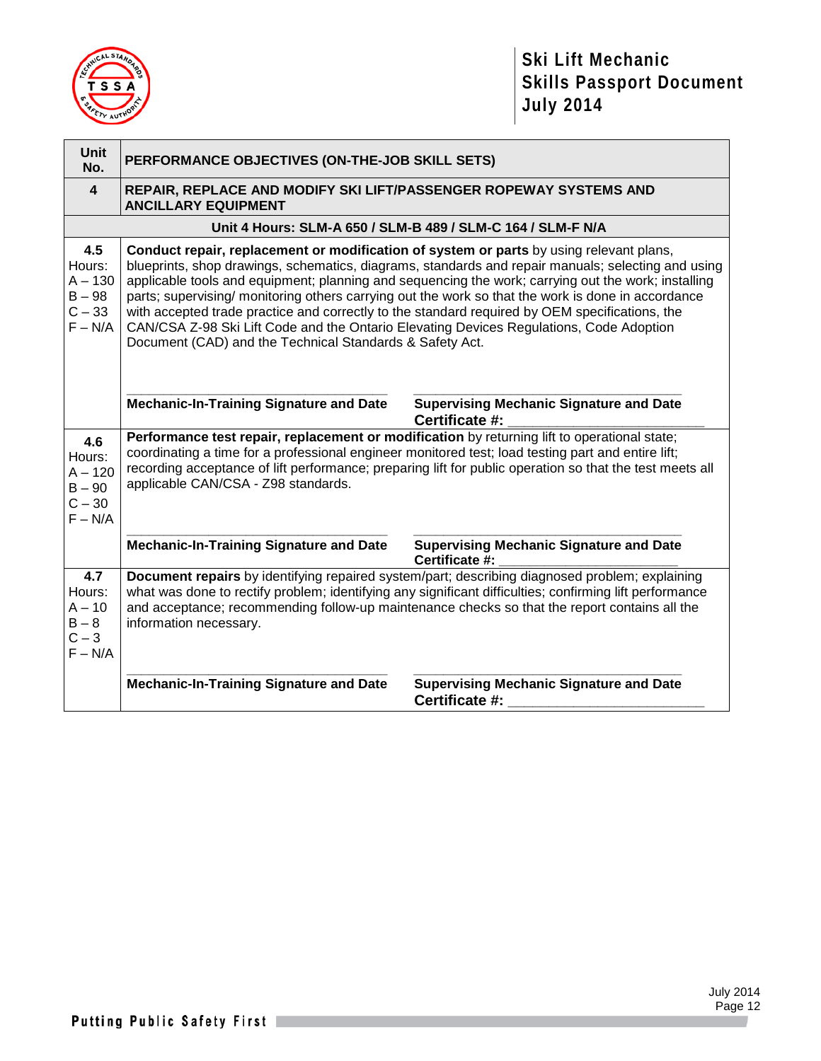| Unit No. | PERFORMANCE OBJECTIVES (ON-THE-JOB SKILL SETS) |
|---|---|
| **4** | **REPAIR, REPLACE AND MODIFY SKI LIFT/PASSENGER ROPEWAY SYSTEMS AND ANCILLARY EQUIPMENT** |
| | **Unit 4 Hours: SLM-A 650 / SLM-B 489 / SLM-C 164 / SLM-F N/A** |
| **4.5**<br>Hours:<br>A – 130<br>B – 98<br>C – 33<br>F – N/A | **Conduct repair, replacement or modification of system or parts** by using relevant plans, blueprints, shop drawings, schematics, diagrams, standards and repair manuals; selecting and using applicable tools and equipment; planning and sequencing the work; carrying out the work; installing parts; supervising/ monitoring others carrying out the work so that the work is done in accordance with accepted trade practice and correctly to the standard required by OEM specifications, the CAN/CSA Z-98 Ski Lift Code and the Ontario Elevating Devices Regulations, Code Adoption Document (CAD) and the Technical Standards & Safety Act.<br><br>\_\_\_\_\_\_\_\_\_\_\_\_\_\_\_\_\_\_\_\_\_\_\_\_\_\_\_\_\_\_\_\_\_\_\_ \_\_\_\_\_\_\_\_\_\_\_\_\_\_\_\_\_\_\_\_\_\_\_\_\_\_\_\_\_\_\_\_\_\_\_<br>**Mechanic-In-Training Signature and Date** **Supervising Mechanic Signature and Date**<br>**Certificate #:** \_\_\_\_\_\_\_\_\_\_\_\_\_\_\_\_\_\_\_\_\_\_\_\_\_ |
| **4.6**<br>Hours:<br>A – 120<br>B – 90<br>C – 30<br>F – N/A | **Performance test repair, replacement or modification** by returning lift to operational state; coordinating a time for a professional engineer monitored test; load testing part and entire lift; recording acceptance of lift performance; preparing lift for public operation so that the test meets all applicable CAN/CSA - Z98 standards.<br><br>\_\_\_\_\_\_\_\_\_\_\_\_\_\_\_\_\_\_\_\_\_\_\_\_\_\_\_\_\_\_\_\_\_\_\_ \_\_\_\_\_\_\_\_\_\_\_\_\_\_\_\_\_\_\_\_\_\_\_\_\_\_\_\_\_\_\_\_\_\_\_<br>**Mechanic-In-Training Signature and Date** **Supervising Mechanic Signature and Date**<br>**Certificate #:** \_\_\_\_\_\_\_\_\_\_\_\_\_\_\_\_\_\_\_\_\_\_\_\_\_ |
| **4.7**<br>Hours:<br>A – 10<br>B – 8<br>C – 3<br>F – N/A | **Document repairs** by identifying repaired system/part; describing diagnosed problem; explaining what was done to rectify problem; identifying any significant difficulties; confirming lift performance and acceptance; recommending follow-up maintenance checks so that the report contains all the information necessary.<br><br>\_\_\_\_\_\_\_\_\_\_\_\_\_\_\_\_\_\_\_\_\_\_\_\_\_\_\_\_\_\_\_\_\_\_\_ \_\_\_\_\_\_\_\_\_\_\_\_\_\_\_\_\_\_\_\_\_\_\_\_\_\_\_\_\_\_\_\_\_\_\_<br>**Mechanic-In-Training Signature and Date** **Supervising Mechanic Signature and Date**<br>**Certificate #:** \_\_\_\_\_\_\_\_\_\_\_\_\_\_\_\_\_\_\_\_\_\_\_\_\_ |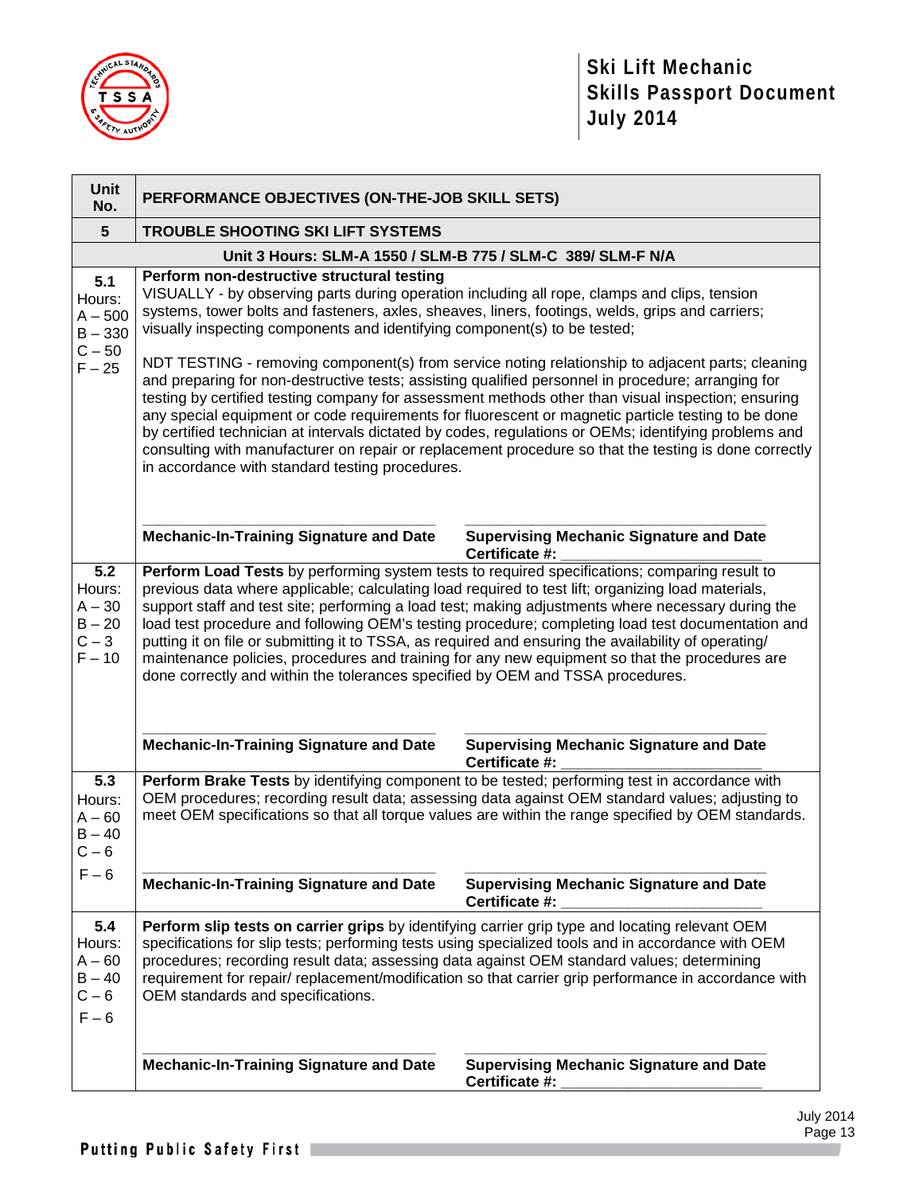| Unit No. | PERFORMANCE OBJECTIVES (ON-THE-JOB SKILL SETS) |
|---|---|
| **5** | **TROUBLE SHOOTING SKI LIFT SYSTEMS** |
| | **Unit 3 Hours: SLM-A 1550 / SLM-B 775 / SLM-C 389/ SLM-F N/A** |
| **5.1** Hours: A – 500 B – 330 C – 50 F – 25 | **Perform non-destructive structural testing** VISUALLY - by observing parts during operation including all rope, clamps and clips, tension systems, tower bolts and fasteners, axles, sheaves, liners, footings, welds, grips and carriers; visually inspecting components and identifying component(s) to be tested; <br><br> NDT TESTING - removing component(s) from service noting relationship to adjacent parts; cleaning and preparing for non-destructive tests; assisting qualified personnel in procedure; arranging for testing by certified testing company for assessment methods other than visual inspection; ensuring any special equipment or code requirements for fluorescent or magnetic particle testing to be done by certified technician at intervals dictated by codes, regulations or OEMs; identifying problems and consulting with manufacturer on repair or replacement procedure so that the testing is done correctly in accordance with standard testing procedures. <br><br> ________________________ **Mechanic-In-Training Signature and Date** <br> ________________________ **Supervising Mechanic Signature and Date** **Certificate #:** ________________ |
| **5.2** Hours: A – 30 B – 20 C – 3 F – 10 | **Perform Load Tests** by performing system tests to required specifications; comparing result to previous data where applicable; calculating load required to test lift; organizing load materials, support staff and test site; performing a load test; making adjustments where necessary during the load test procedure and following OEM's testing procedure; completing load test documentation and putting it on file or submitting it to TSSA, as required and ensuring the availability of operating/ maintenance policies, procedures and training for any new equipment so that the procedures are done correctly and within the tolerances specified by OEM and TSSA procedures. <br><br> ________________________ **Mechanic-In-Training Signature and Date** <br> ________________________ **Supervising Mechanic Signature and Date** **Certificate #:** ________________ |
| **5.3** Hours: A – 60 B – 40 C – 6 F – 6 | **Perform Brake Tests** by identifying component to be tested; performing test in accordance with OEM procedures; recording result data; assessing data against OEM standard values; adjusting to meet OEM specifications so that all torque values are within the range specified by OEM standards. <br><br> ________________________ **Mechanic-In-Training Signature and Date** <br> ________________________ **Supervising Mechanic Signature and Date** **Certificate #:** ________________ |
| **5.4** Hours: A – 60 B – 40 C – 6 F – 6 | **Perform slip tests on carrier grips** by identifying carrier grip type and locating relevant OEM specifications for slip tests; performing tests using specialized tools and in accordance with OEM procedures; recording result data; assessing data against OEM standard values; determining requirement for repair/ replacement/modification so that carrier grip performance in accordance with OEM standards and specifications. <br><br> ________________________ **Mechanic-In-Training Signature and Date** <br> ________________________ **Supervising Mechanic Signature and Date** **Certificate #:** ________________ |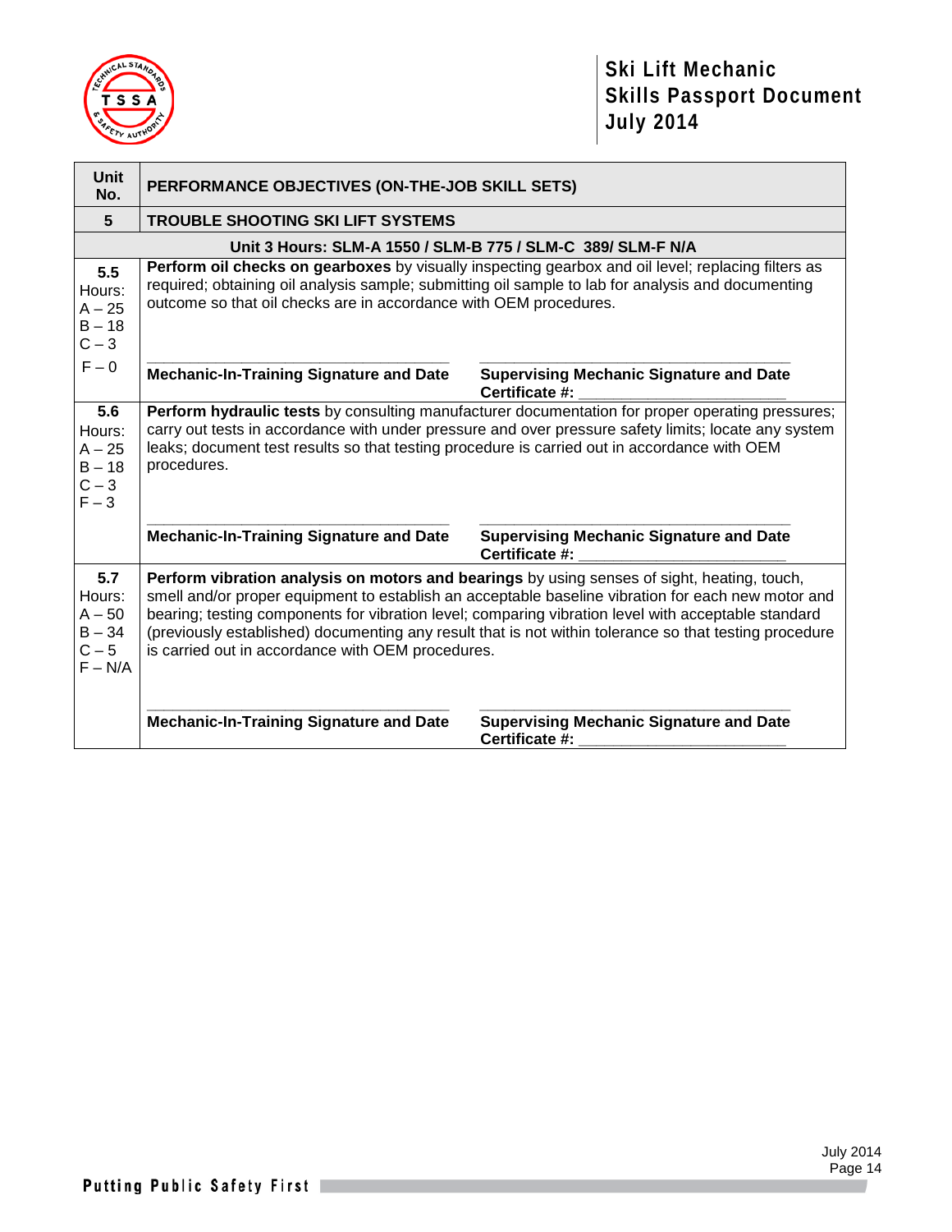| Unit No. | PERFORMANCE OBJECTIVES (ON-THE-JOB SKILL SETS) | |
|---|---|---|
| **5** | **TROUBLE SHOOTING SKI LIFT SYSTEMS** | |
| **Unit 3 Hours: SLM-A 1550 / SLM-B 775 / SLM-C 389/ SLM-F N/A** | | |
| **5.5** Hours: A – 25 B – 18 C – 3 F – 0 | **Perform oil checks on gearboxes** by visually inspecting gearbox and oil level; replacing filters as required; obtaining oil analysis sample; submitting oil sample to lab for analysis and documenting outcome so that oil checks are in accordance with OEM procedures. | |
| | ___________________ **Mechanic-In-Training Signature and Date** | ___________________ **Supervising Mechanic Signature and Date** **Certificate #:** ___________ |
| **5.6** Hours: A – 25 B – 18 C – 3 F – 3 | **Perform hydraulic tests** by consulting manufacturer documentation for proper operating pressures; carry out tests in accordance with under pressure and over pressure safety limits; locate any system leaks; document test results so that testing procedure is carried out in accordance with OEM procedures. | |
| | ___________________ **Mechanic-In-Training Signature and Date** | ___________________ **Supervising Mechanic Signature and Date** **Certificate #:** ___________ |
| **5.7** Hours: A – 50 B – 34 C – 5 F – N/A | **Perform vibration analysis on motors and bearings** by using senses of sight, heating, touch, smell and/or proper equipment to establish an acceptable baseline vibration for each new motor and bearing; testing components for vibration level; comparing vibration level with acceptable standard (previously established) documenting any result that is not within tolerance so that testing procedure is carried out in accordance with OEM procedures. | |
| | ___________________ **Mechanic-In-Training Signature and Date** | ___________________ **Supervising Mechanic Signature and Date** **Certificate #:** ___________ |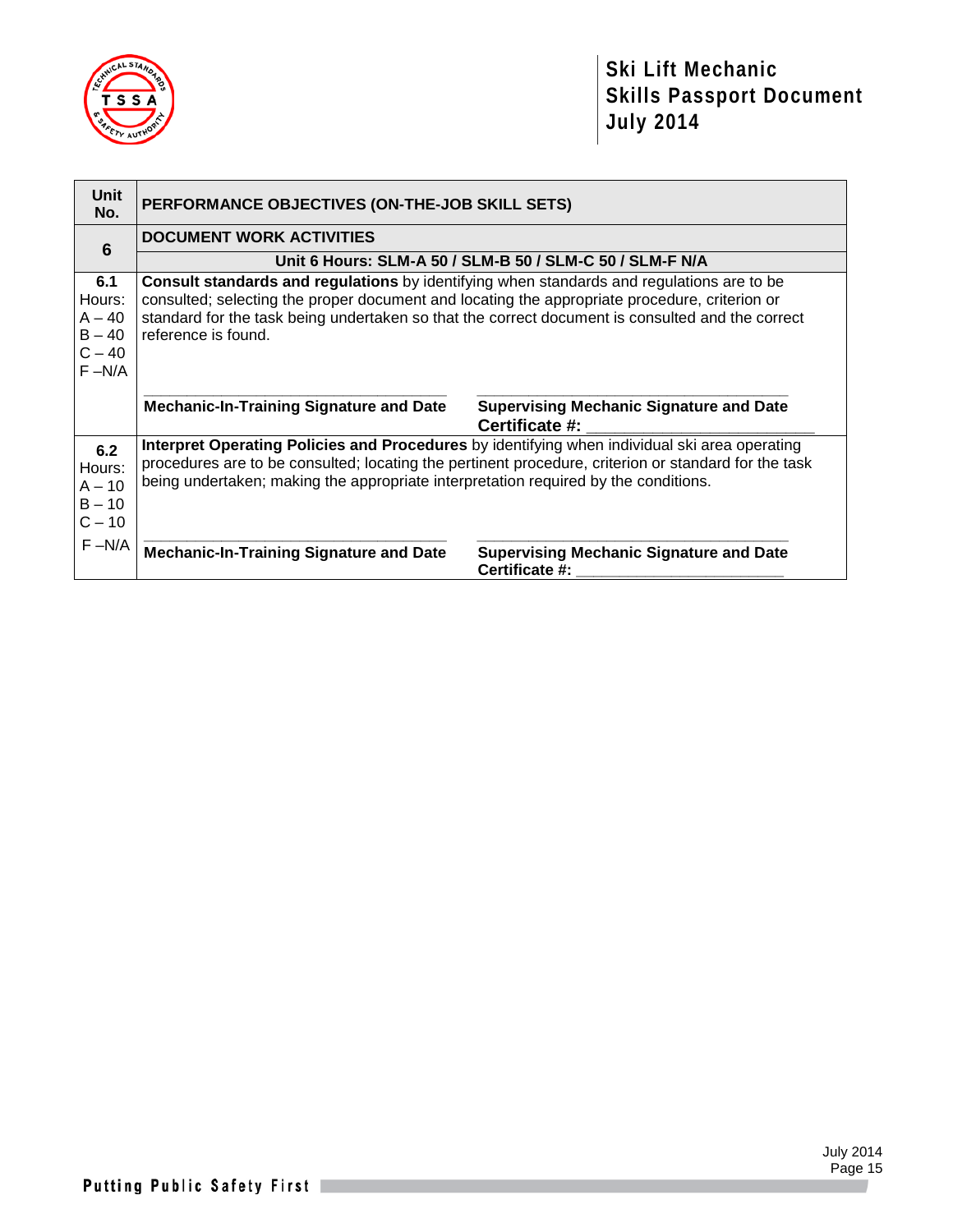| Unit No. | PERFORMANCE OBJECTIVES (ON-THE-JOB SKILL SETS) | |
|---|---|---|
| **6** | **DOCUMENT WORK ACTIVITIES** | |
| | **Unit 6 Hours: SLM-A 50 / SLM-B 50 / SLM-C 50 / SLM-F N/A** | |
| **6.1** Hours: A – 40 B – 40 C – 40 F –N/A | **Consult standards and regulations** by identifying when standards and regulations are to be consulted; selecting the proper document and locating the appropriate procedure, criterion or standard for the task being undertaken so that the correct document is consulted and the correct reference is found. | |
| | ______________________ **Mechanic-In-Training Signature and Date** | ______________________ **Supervising Mechanic Signature and Date** **Certificate #:** ______________________ |
| **6.2** Hours: A – 10 B – 10 C – 10 F –N/A | **Interpret Operating Policies and Procedures** by identifying when individual ski area operating procedures are to be consulted; locating the pertinent procedure, criterion or standard for the task being undertaken; making the appropriate interpretation required by the conditions. | |
| | ______________________ **Mechanic-In-Training Signature and Date** | ______________________ **Supervising Mechanic Signature and Date** **Certificate #:** ______________________ |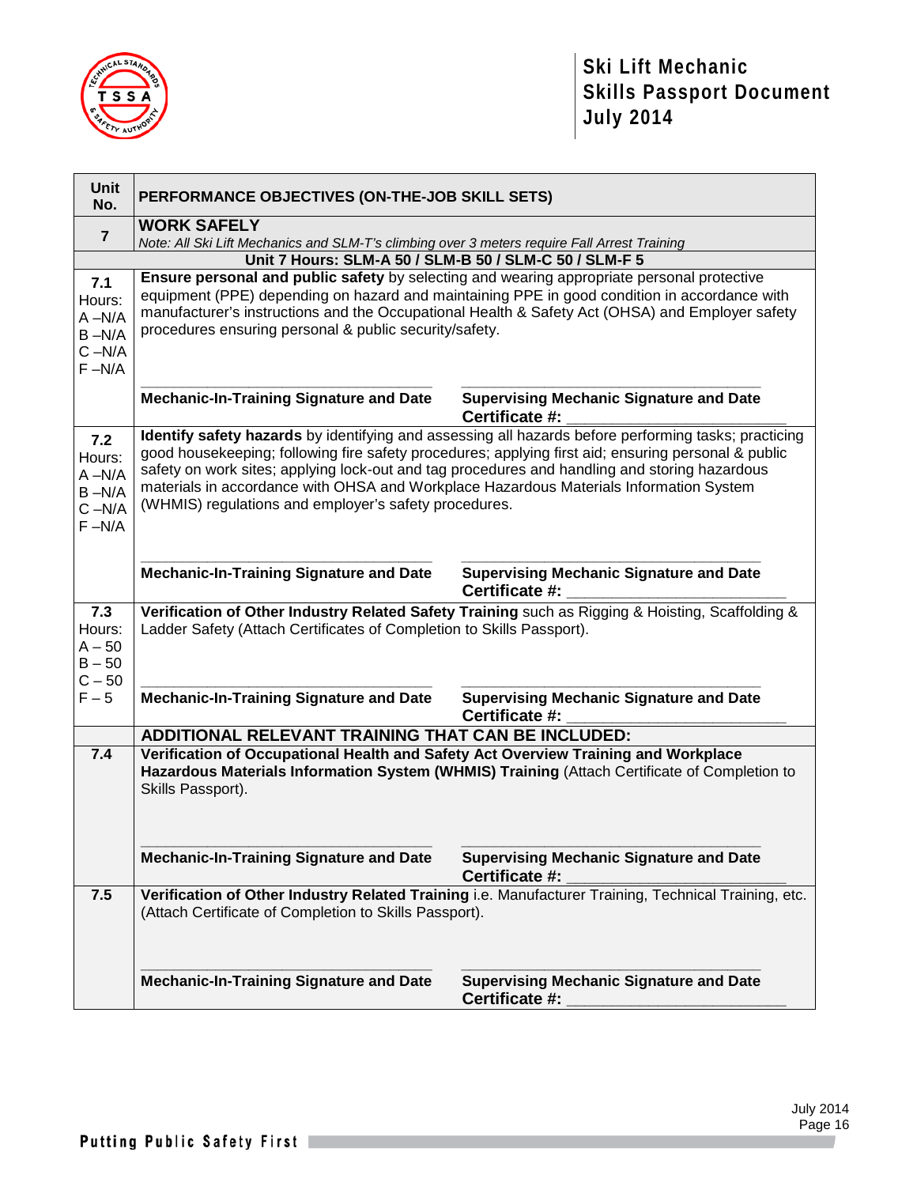| Unit No. | PERFORMANCE OBJECTIVES (ON-THE-JOB SKILL SETS) | |
|---|---|---|
| **7** | **WORK SAFELY**<br>*Note: All Ski Lift Mechanics and SLM-T's climbing over 3 meters require Fall Arrest Training* | |
| | **Unit 7 Hours: SLM-A 50 / SLM-B 50 / SLM-C 50 / SLM-F 5** | |
| **7.1**<br>Hours:<br>A –N/A<br>B –N/A<br>C –N/A<br>F –N/A | **Ensure personal and public safety** by selecting and wearing appropriate personal protective equipment (PPE) depending on hazard and maintaining PPE in good condition in accordance with manufacturer's instructions and the Occupational Health & Safety Act (OHSA) and Employer safety procedures ensuring personal & public security/safety. | |
| | ______________________________<br>**Mechanic-In-Training Signature and Date** | ______________________________<br>**Supervising Mechanic Signature and Date**<br>**Certificate #:** ____________________ |
| **7.2**<br>Hours:<br>A –N/A<br>B –N/A<br>C –N/A<br>F –N/A | **Identify safety hazards** by identifying and assessing all hazards before performing tasks; practicing good housekeeping; following fire safety procedures; applying first aid; ensuring personal & public safety on work sites; applying lock-out and tag procedures and handling and storing hazardous materials in accordance with OHSA and Workplace Hazardous Materials Information System (WHMIS) regulations and employer's safety procedures. | |
| | ______________________________<br>**Mechanic-In-Training Signature and Date** | ______________________________<br>**Supervising Mechanic Signature and Date**<br>**Certificate #:** ____________________ |
| **7.3**<br>Hours:<br>A – 50<br>B – 50<br>C – 50<br>F – 5 | **Verification of Other Industry Related Safety Training** such as Rigging & Hoisting, Scaffolding & Ladder Safety (Attach Certificates of Completion to Skills Passport). | |
| | ______________________________<br>**Mechanic-In-Training Signature and Date** | ______________________________<br>**Supervising Mechanic Signature and Date**<br>**Certificate #:** ____________________ |
| | **ADDITIONAL RELEVANT TRAINING THAT CAN BE INCLUDED:** | |
| **7.4** | **Verification of Occupational Health and Safety Act Overview Training and Workplace Hazardous Materials Information System (WHMIS) Training** (Attach Certificate of Completion to Skills Passport). | |
| | ______________________________<br>**Mechanic-In-Training Signature and Date** | ______________________________<br>**Supervising Mechanic Signature and Date**<br>**Certificate #:** ____________________ |
| **7.5** | **Verification of Other Industry Related Training** i.e. Manufacturer Training, Technical Training, etc. (Attach Certificate of Completion to Skills Passport). | |
| | ______________________________<br>**Mechanic-In-Training Signature and Date** | ______________________________<br>**Supervising Mechanic Signature and Date**<br>**Certificate #:** ____________________ |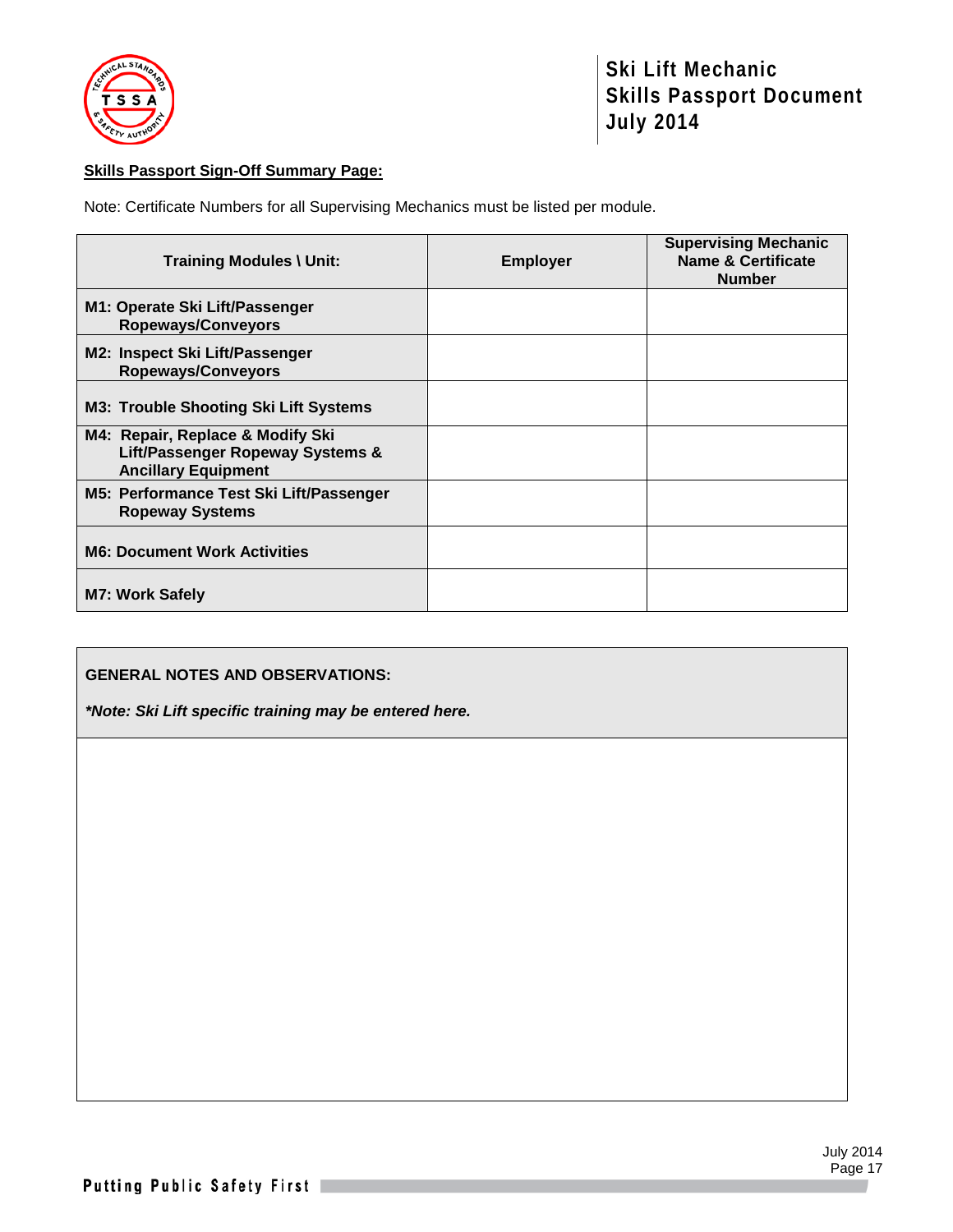**Skills Passport Sign-Off Summary Page:**

Note: Certificate Numbers for all Supervising Mechanics must be listed per module.

| Training Modules \ Unit: | Employer | Supervising Mechanic Name & Certificate Number |
|---|---|---|
| **M1: Operate Ski Lift/Passenger Ropeways/Conveyors** | | |
| **M2: Inspect Ski Lift/Passenger Ropeways/Conveyors** | | |
| **M3: Trouble Shooting Ski Lift Systems** | | |
| **M4: Repair, Replace & Modify Ski Lift/Passenger Ropeway Systems & Ancillary Equipment** | | |
| **M5: Performance Test Ski Lift/Passenger Ropeway Systems** | | |
| **M6: Document Work Activities** | | |
| **M7: Work Safely** | | |

| **GENERAL NOTES AND OBSERVATIONS:** *Note: Ski Lift specific training may be entered here.* |
|---|
| |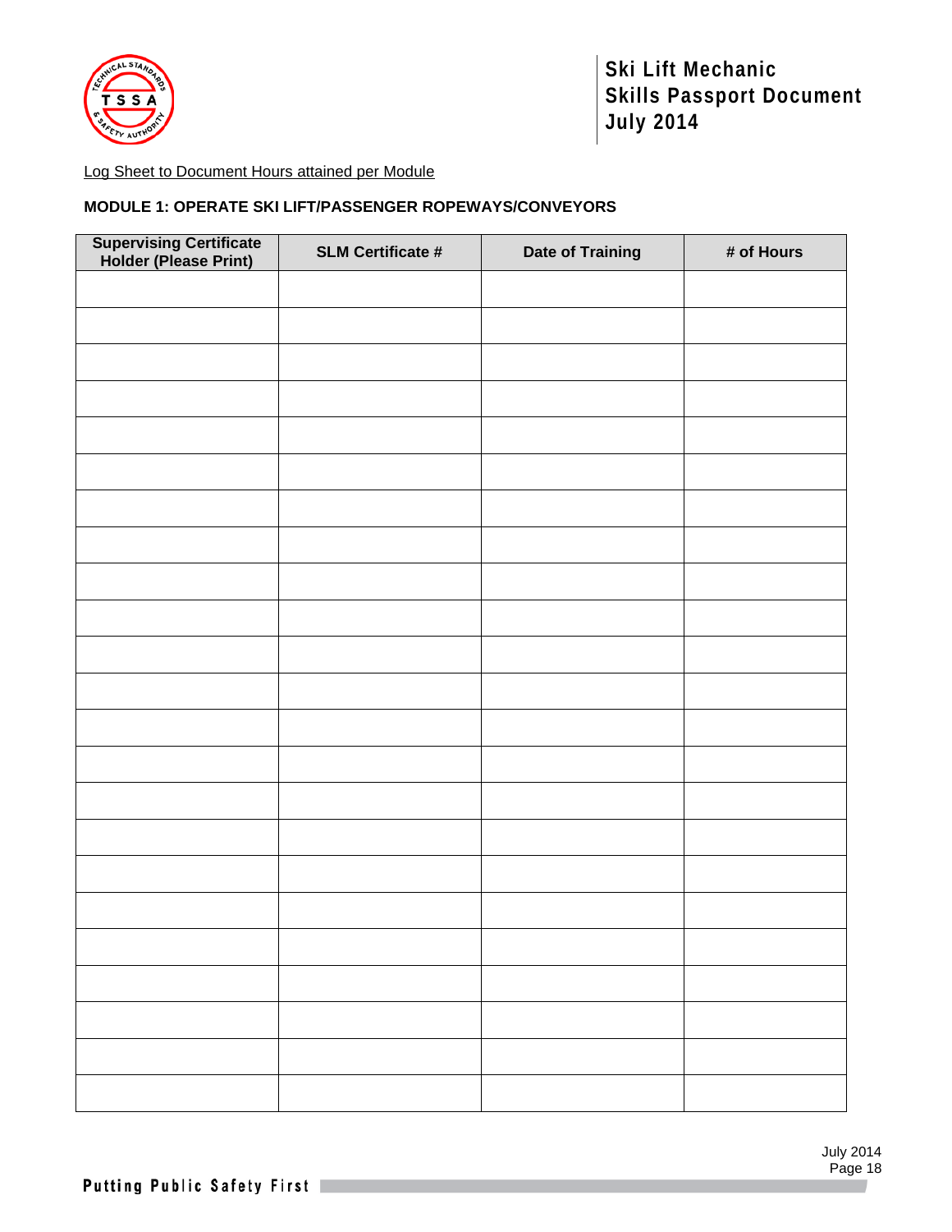Log Sheet to Document Hours attained per Module

**MODULE 1: OPERATE SKI LIFT/PASSENGER ROPEWAYS/CONVEYORS**

| Supervising Certificate Holder (Please Print) | SLM Certificate # | Date of Training | # of Hours |
|---|---|---|---|
| | | | |
| | | | |
| | | | |
| | | | |
| | | | |
| | | | |
| | | | |
| | | | |
| | | | |
| | | | |
| | | | |
| | | | |
| | | | |
| | | | |
| | | | |
| | | | |
| | | | |
| | | | |
| | | | |
| | | | |
| | | | |
| | | | |
| | | | |
| | | | |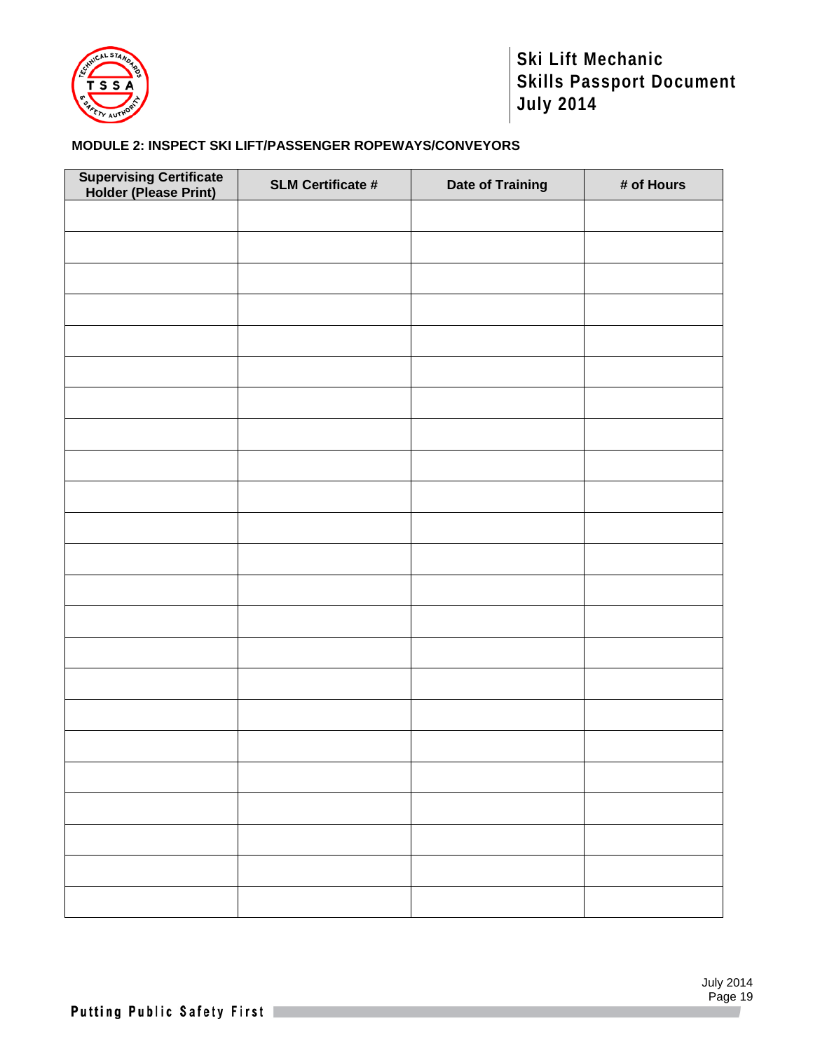**MODULE 2: INSPECT SKI LIFT/PASSENGER ROPEWAYS/CONVEYORS**

| Supervising Certificate Holder (Please Print) | SLM Certificate # | Date of Training | # of Hours |
|---|---|---|---|
| | | | |
| | | | |
| | | | |
| | | | |
| | | | |
| | | | |
| | | | |
| | | | |
| | | | |
| | | | |
| | | | |
| | | | |
| | | | |
| | | | |
| | | | |
| | | | |
| | | | |
| | | | |
| | | | |
| | | | |
| | | | |
| | | | |
| | | | |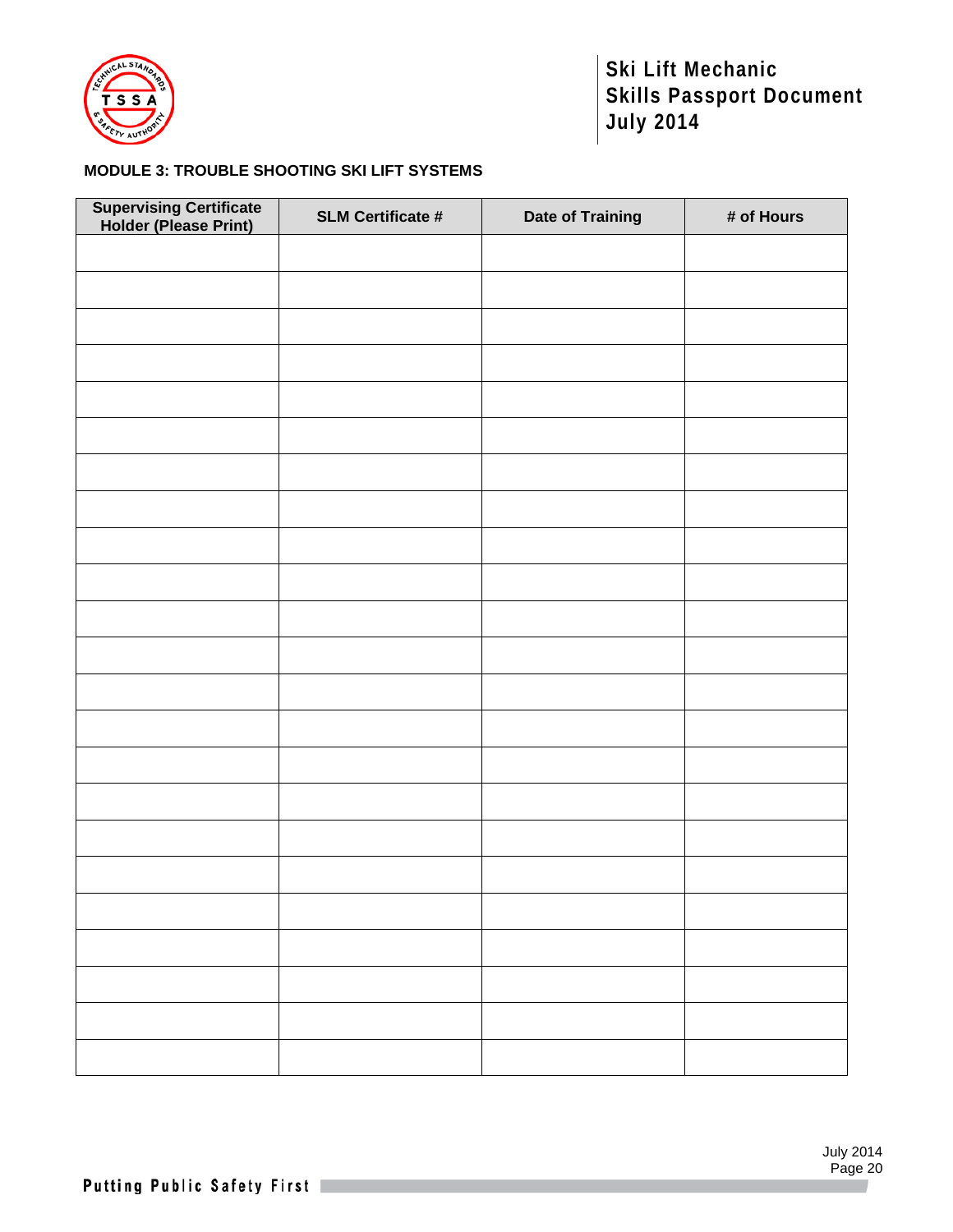**MODULE 3: TROUBLE SHOOTING SKI LIFT SYSTEMS**

| Supervising Certificate Holder (Please Print) | SLM Certificate # | Date of Training | # of Hours |
|---|---|---|---|
| | | | |
| | | | |
| | | | |
| | | | |
| | | | |
| | | | |
| | | | |
| | | | |
| | | | |
| | | | |
| | | | |
| | | | |
| | | | |
| | | | |
| | | | |
| | | | |
| | | | |
| | | | |
| | | | |
| | | | |
| | | | |
| | | | |
| | | | |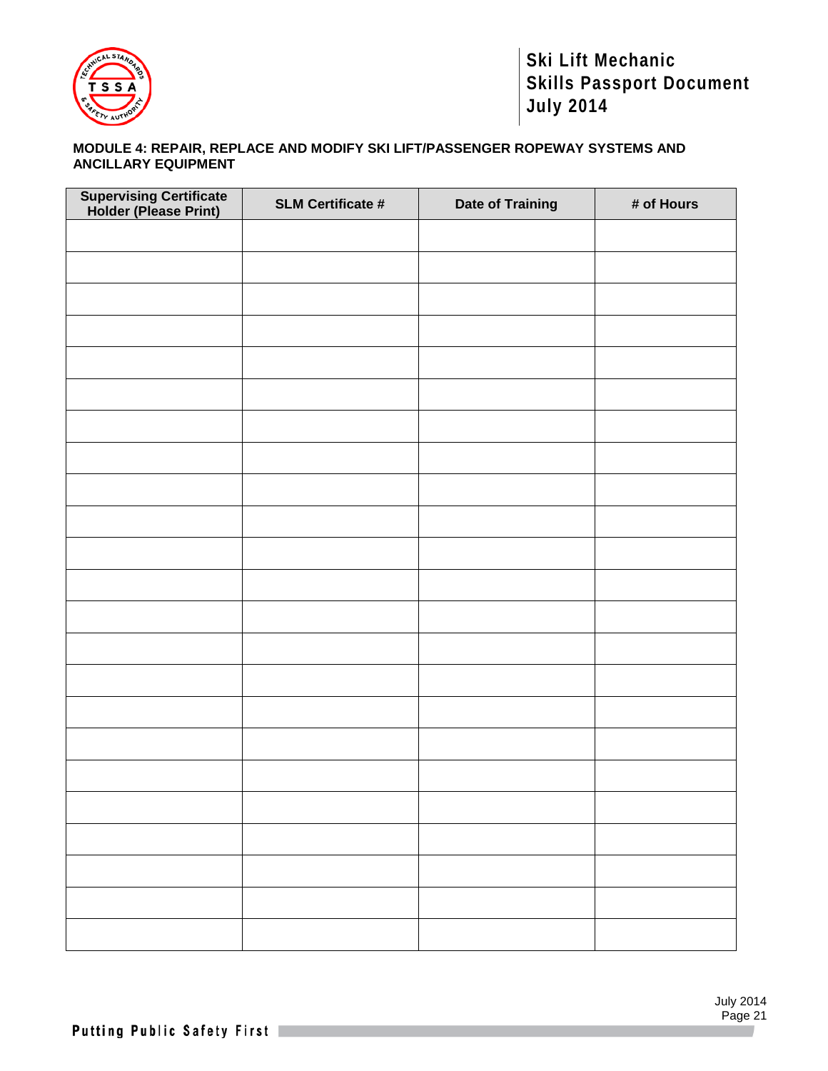**MODULE 4: REPAIR, REPLACE AND MODIFY SKI LIFT/PASSENGER ROPEWAY SYSTEMS AND ANCILLARY EQUIPMENT**

| Supervising Certificate Holder (Please Print) | SLM Certificate # | Date of Training | # of Hours |
|---|---|---|---|
| | | | |
| | | | |
| | | | |
| | | | |
| | | | |
| | | | |
| | | | |
| | | | |
| | | | |
| | | | |
| | | | |
| | | | |
| | | | |
| | | | |
| | | | |
| | | | |
| | | | |
| | | | |
| | | | |
| | | | |
| | | | |
| | | | |
| | | | |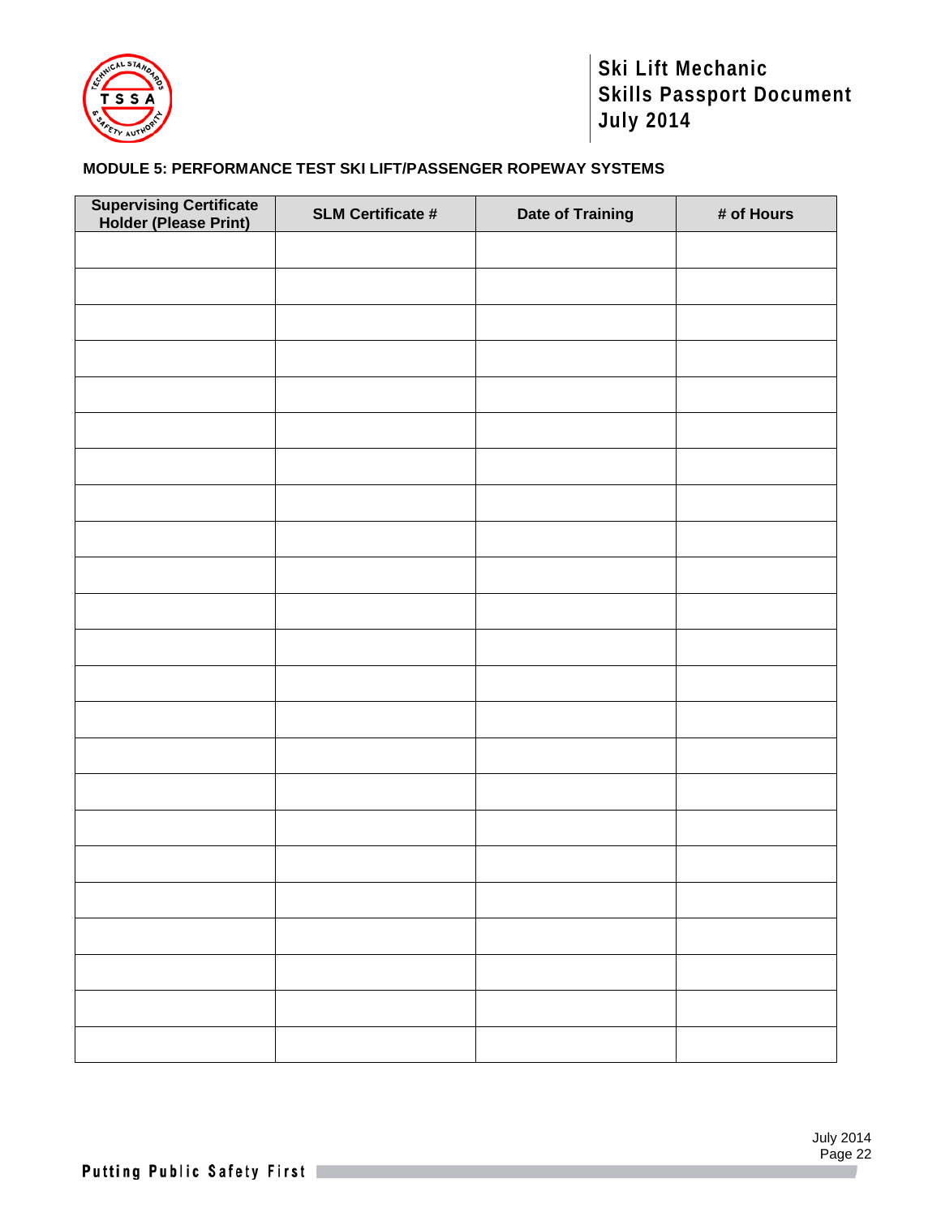**MODULE 5: PERFORMANCE TEST SKI LIFT/PASSENGER ROPEWAY SYSTEMS**

| Supervising Certificate Holder (Please Print) | SLM Certificate # | Date of Training | # of Hours |
|---|---|---|---|
| | | | |
| | | | |
| | | | |
| | | | |
| | | | |
| | | | |
| | | | |
| | | | |
| | | | |
| | | | |
| | | | |
| | | | |
| | | | |
| | | | |
| | | | |
| | | | |
| | | | |
| | | | |
| | | | |
| | | | |
| | | | |
| | | | |
| | | | |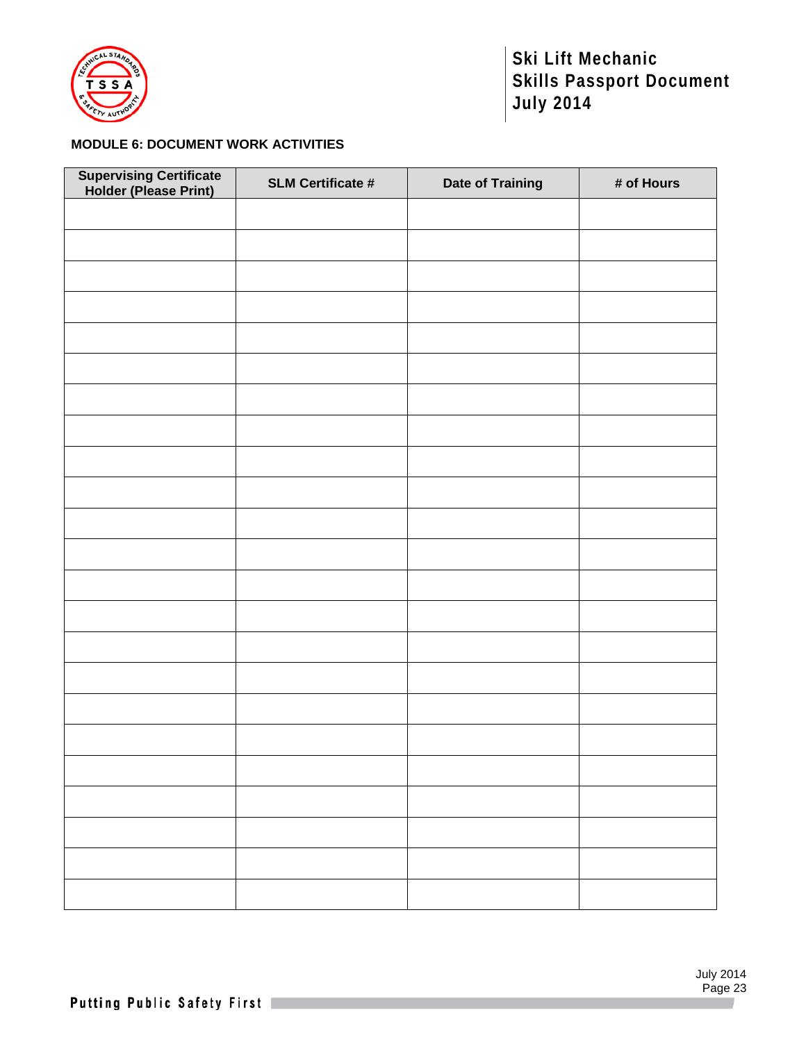**MODULE 6: DOCUMENT WORK ACTIVITIES**

| Supervising Certificate Holder (Please Print) | SLM Certificate # | Date of Training | # of Hours |
|---|---|---|---|
| | | | |
| | | | |
| | | | |
| | | | |
| | | | |
| | | | |
| | | | |
| | | | |
| | | | |
| | | | |
| | | | |
| | | | |
| | | | |
| | | | |
| | | | |
| | | | |
| | | | |
| | | | |
| | | | |
| | | | |
| | | | |
| | | | |
| | | | |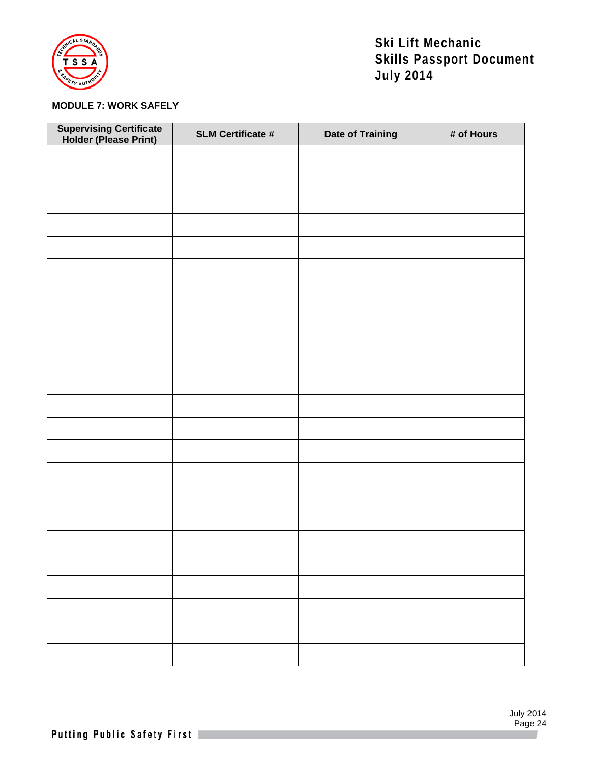**MODULE 7: WORK SAFELY**

| Supervising Certificate Holder (Please Print) | SLM Certificate # | Date of Training | # of Hours |
| --- | --- | --- | --- |
| | | | |
| | | | |
| | | | |
| | | | |
| | | | |
| | | | |
| | | | |
| | | | |
| | | | |
| | | | |
| | | | |
| | | | |
| | | | |
| | | | |
| | | | |
| | | | |
| | | | |
| | | | |
| | | | |
| | | | |
| | | | |
| | | | |
| | | | |